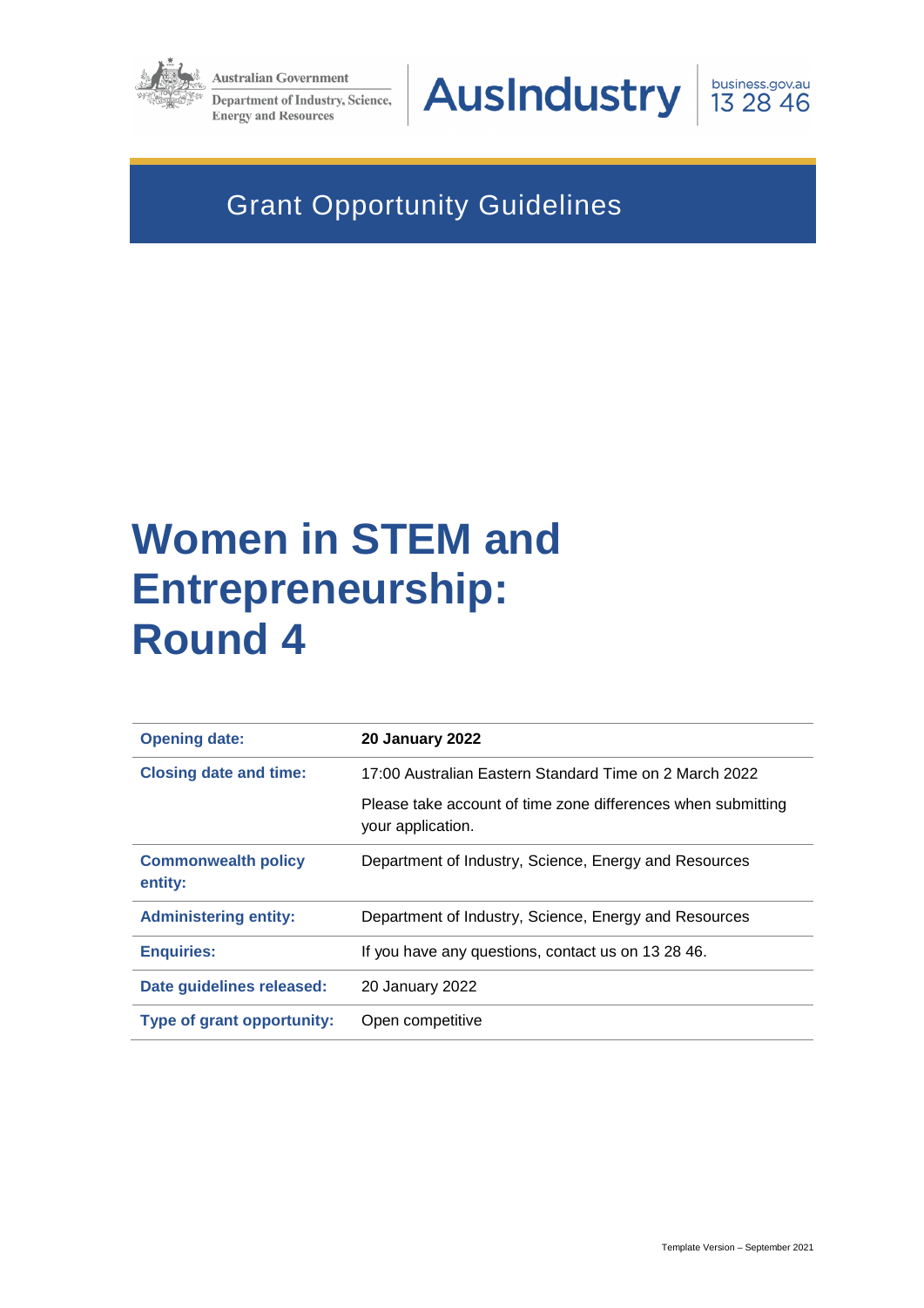Australian Government

Department of Industry, Science, Energy and Resources

AusIndustry

business.gov.au 13 28 46

Grant Opportunity Guidelines

# Women in STEM and Entrepreneurship: Round 4

| | |
|---|---|
| **Opening date:** | **20 January 2022** |
| **Closing date and time:** | 17:00 Australian Eastern Standard Time on 2 March 2022<br>Please take account of time zone differences when submitting your application. |
| **Commonwealth policy entity:** | Department of Industry, Science, Energy and Resources |
| **Administering entity:** | Department of Industry, Science, Energy and Resources |
| **Enquiries:** | If you have any questions, contact us on 13 28 46. |
| **Date guidelines released:** | 20 January 2022 |
| **Type of grant opportunity:** | Open competitive |

Template Version – September 2021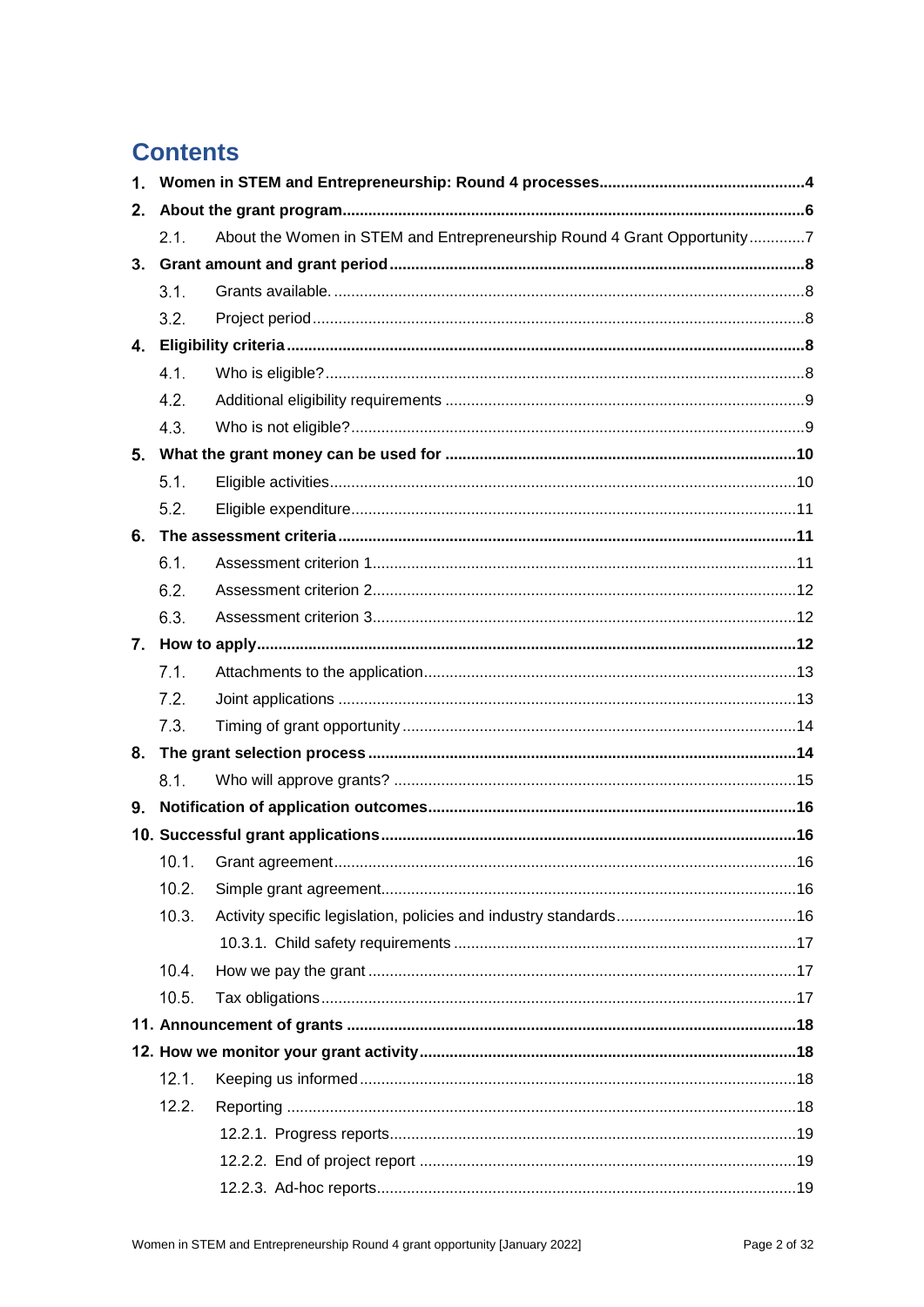# Contents

**1. Women in STEM and Entrepreneurship: Round 4 processes....4**

**2. About the grant program....6**

- 2.1. About the Women in STEM and Entrepreneurship Round 4 Grant Opportunity....7

**3. Grant amount and grant period....8**

- 3.1. Grants available. ....8
- 3.2. Project period....8

**4. Eligibility criteria....8**

- 4.1. Who is eligible?....8
- 4.2. Additional eligibility requirements....9
- 4.3. Who is not eligible?....9

**5. What the grant money can be used for....10**

- 5.1. Eligible activities....10
- 5.2. Eligible expenditure....11

**6. The assessment criteria....11**

- 6.1. Assessment criterion 1....11
- 6.2. Assessment criterion 2....12
- 6.3. Assessment criterion 3....12

**7. How to apply....12**

- 7.1. Attachments to the application....13
- 7.2. Joint applications....13
- 7.3. Timing of grant opportunity....14

**8. The grant selection process....14**

- 8.1. Who will approve grants?....15

**9. Notification of application outcomes....16**

**10. Successful grant applications....16**

- 10.1. Grant agreement....16
- 10.2. Simple grant agreement....16
- 10.3. Activity specific legislation, policies and industry standards....16
  - 10.3.1. Child safety requirements....17
- 10.4. How we pay the grant....17
- 10.5. Tax obligations....17

**11. Announcement of grants....18**

**12. How we monitor your grant activity....18**

- 12.1. Keeping us informed....18
- 12.2. Reporting....18
  - 12.2.1. Progress reports....19
  - 12.2.2. End of project report....19
  - 12.2.3. Ad-hoc reports....19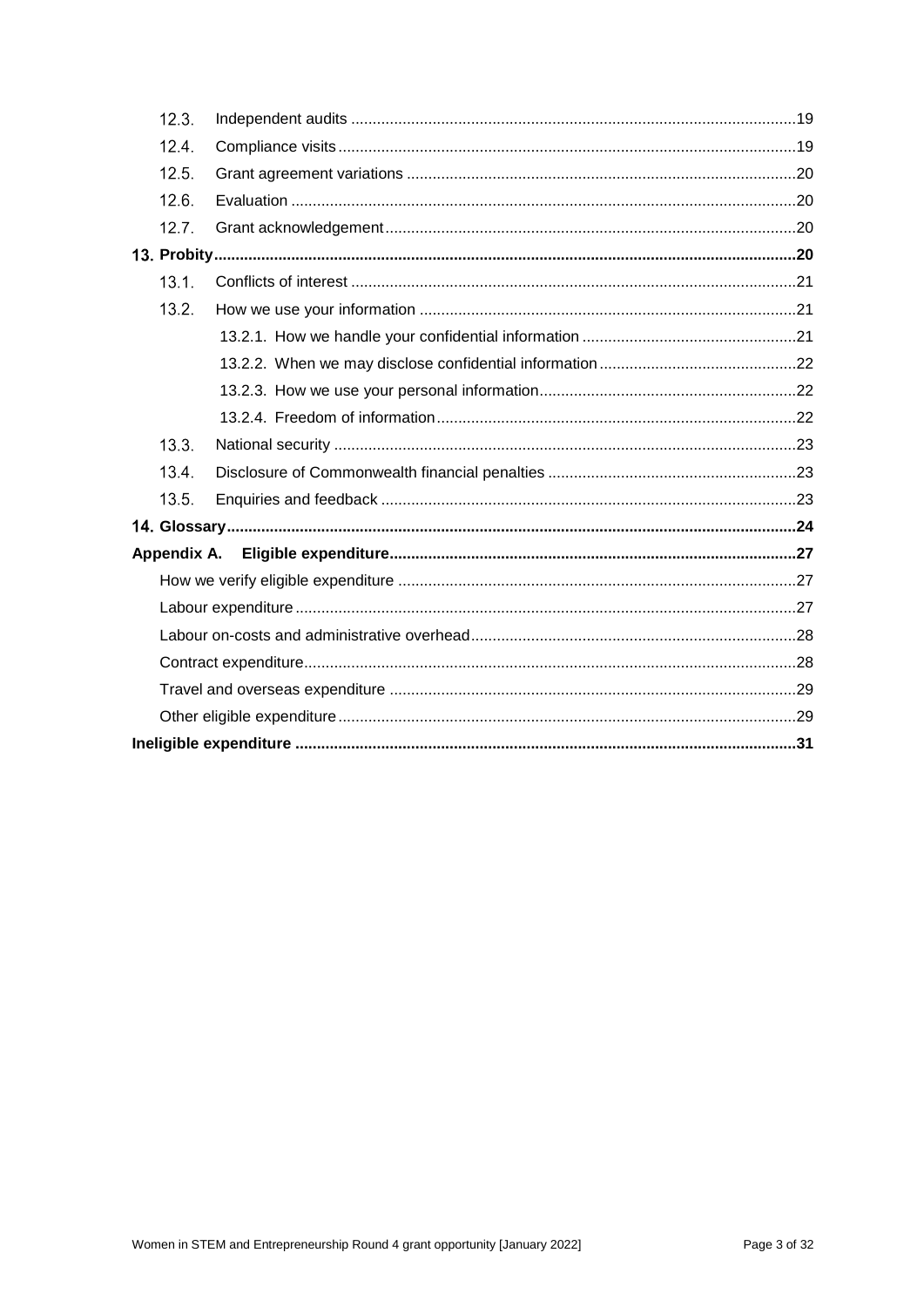12.3. Independent audits ....................................................................................................19

12.4. Compliance visits ......................................................................................................19

12.5. Grant agreement variations .......................................................................................20

12.6. Evaluation ..................................................................................................................20

12.7. Grant acknowledgement............................................................................................20

**13. Probity.........................................................................................................................20**

13.1. Conflicts of interest ....................................................................................................21

13.2. How we use your information ....................................................................................21

13.2.1. How we handle your confidential information ..............................................21

13.2.2. When we may disclose confidential information ..........................................22

13.2.3. How we use your personal information........................................................22

13.2.4. Freedom of information................................................................................22

13.3. National security ........................................................................................................23

13.4. Disclosure of Commonwealth financial penalties .......................................................23

13.5. Enquiries and feedback .............................................................................................23

**14. Glossary......................................................................................................................24**

**Appendix A. Eligible expenditure...................................................................................27**

How we verify eligible expenditure .........................................................................................27

Labour expenditure ................................................................................................................27

Labour on-costs and administrative overhead.........................................................................28

Contract expenditure...............................................................................................................28

Travel and overseas expenditure ...........................................................................................29

Other eligible expenditure.......................................................................................................29

**Ineligible expenditure ......................................................................................................31**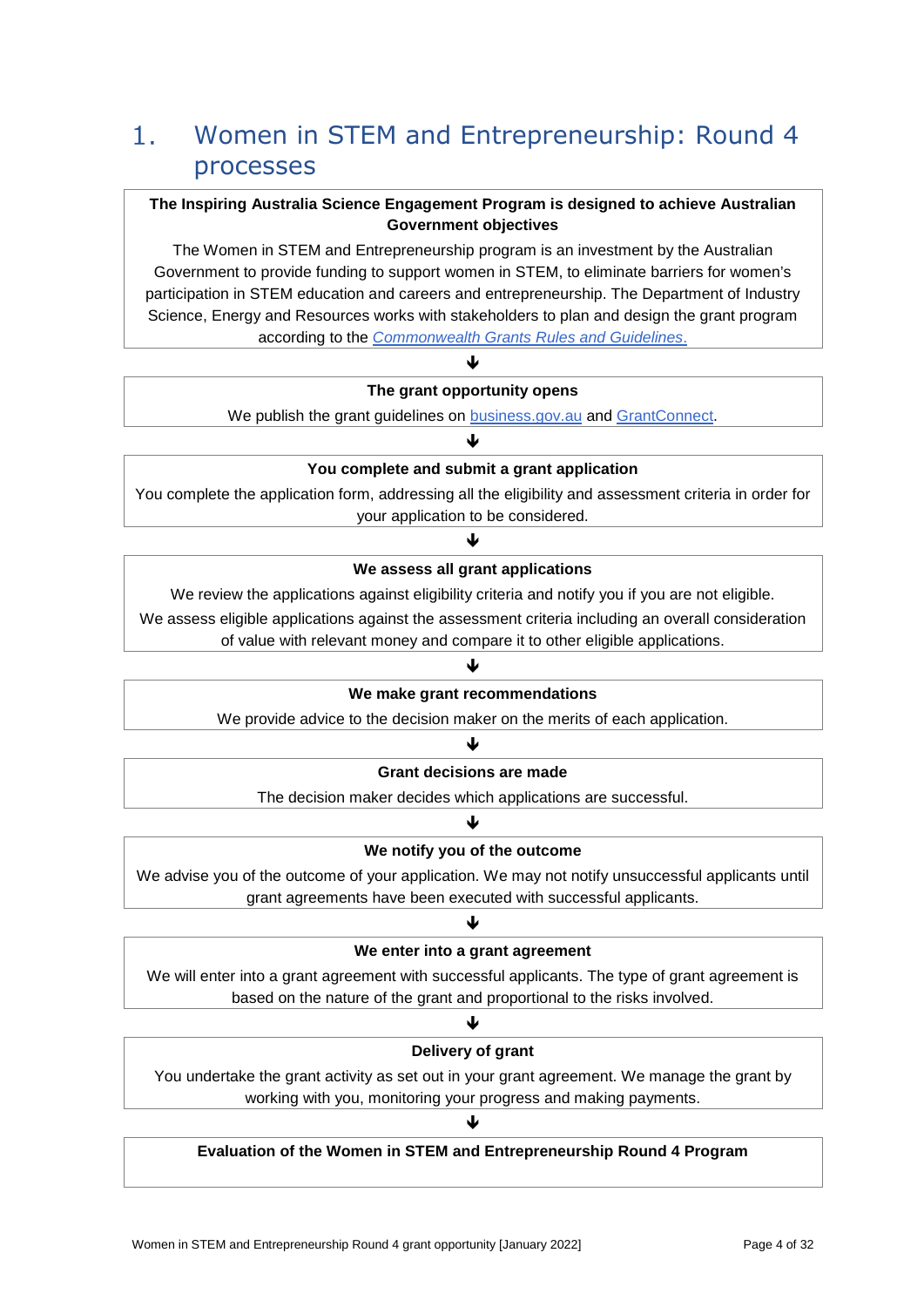# 1. Women in STEM and Entrepreneurship: Round 4 processes

**The Inspiring Australia Science Engagement Program is designed to achieve Australian Government objectives**

The Women in STEM and Entrepreneurship program is an investment by the Australian Government to provide funding to support women in STEM, to eliminate barriers for women's participation in STEM education and careers and entrepreneurship. The Department of Industry Science, Energy and Resources works with stakeholders to plan and design the grant program according to the *Commonwealth Grants Rules and Guidelines*.

↓

**The grant opportunity opens**

We publish the grant guidelines on business.gov.au and GrantConnect.

↓

**You complete and submit a grant application**

You complete the application form, addressing all the eligibility and assessment criteria in order for your application to be considered.

↓

**We assess all grant applications**

We review the applications against eligibility criteria and notify you if you are not eligible.

We assess eligible applications against the assessment criteria including an overall consideration of value with relevant money and compare it to other eligible applications.

↓

**We make grant recommendations**

We provide advice to the decision maker on the merits of each application.

↓

**Grant decisions are made**

The decision maker decides which applications are successful.

↓

**We notify you of the outcome**

We advise you of the outcome of your application. We may not notify unsuccessful applicants until grant agreements have been executed with successful applicants.

↓

**We enter into a grant agreement**

We will enter into a grant agreement with successful applicants. The type of grant agreement is based on the nature of the grant and proportional to the risks involved.

↓

**Delivery of grant**

You undertake the grant activity as set out in your grant agreement. We manage the grant by working with you, monitoring your progress and making payments.

↓

**Evaluation of the Women in STEM and Entrepreneurship Round 4 Program**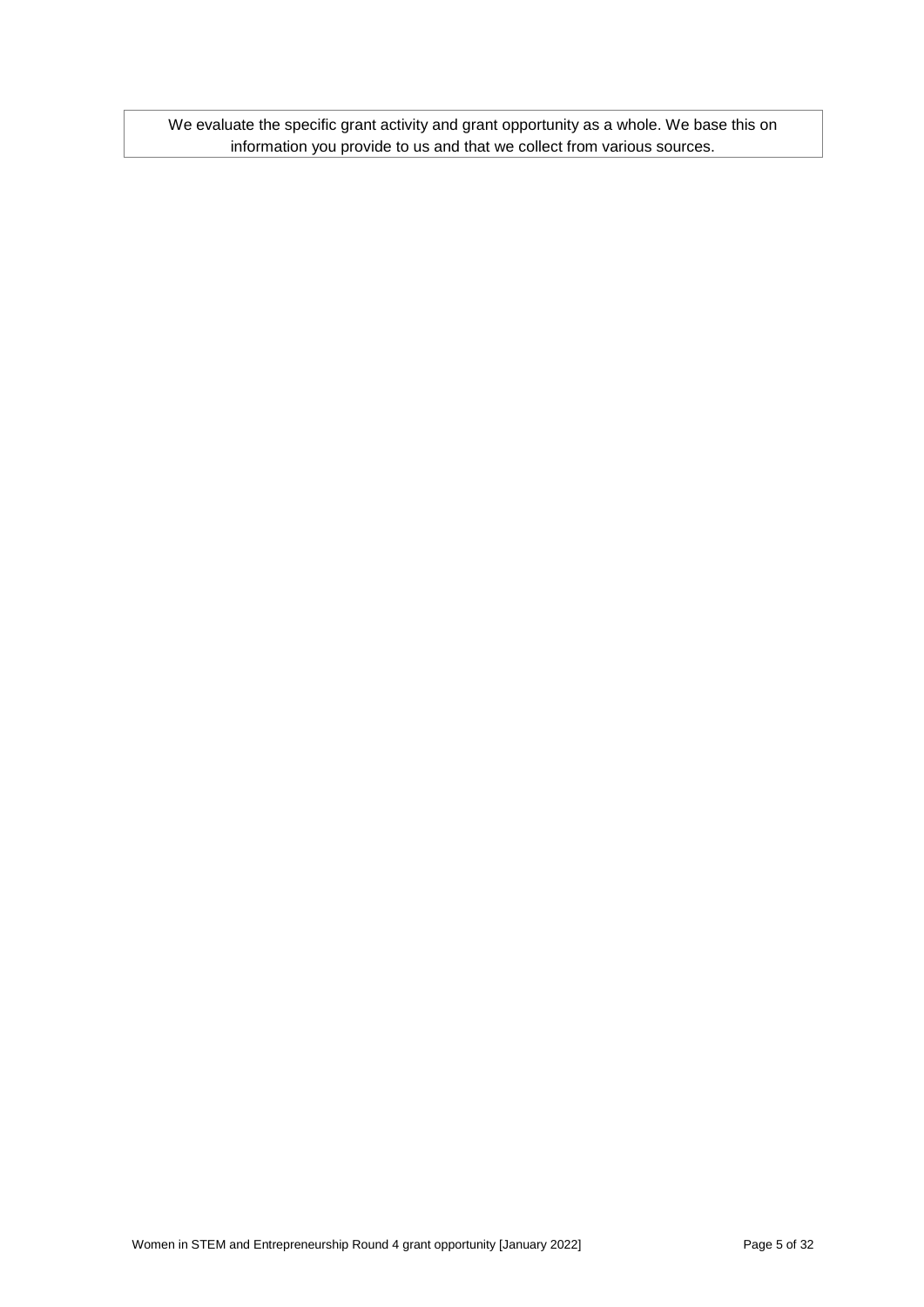We evaluate the specific grant activity and grant opportunity as a whole. We base this on information you provide to us and that we collect from various sources.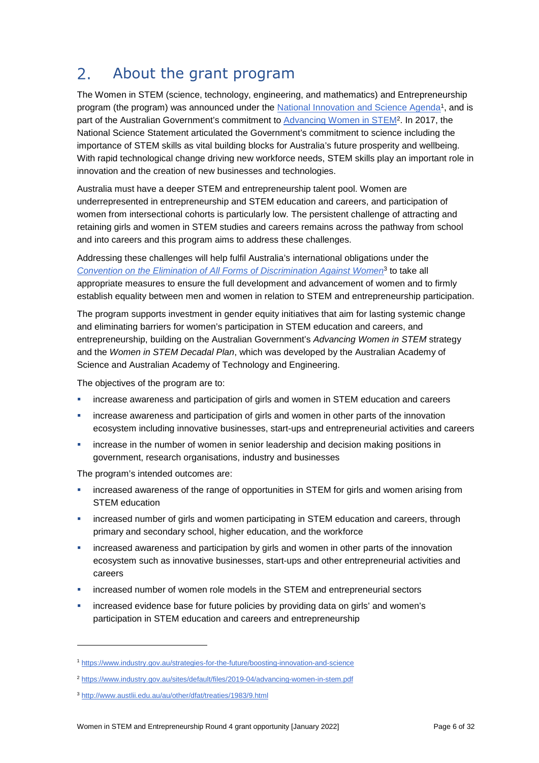## 2. About the grant program

The Women in STEM (science, technology, engineering, and mathematics) and Entrepreneurship program (the program) was announced under the [National Innovation and Science Agenda](https://www.industry.gov.au/strategies-for-the-future/boosting-innovation-and-science)[1], and is part of the Australian Government's commitment to [Advancing Women in STEM](https://www.industry.gov.au/sites/default/files/2019-04/advancing-women-in-stem.pdf)[2]. In 2017, the National Science Statement articulated the Government's commitment to science including the importance of STEM skills as vital building blocks for Australia's future prosperity and wellbeing. With rapid technological change driving new workforce needs, STEM skills play an important role in innovation and the creation of new businesses and technologies.

Australia must have a deeper STEM and entrepreneurship talent pool. Women are underrepresented in entrepreneurship and STEM education and careers, and participation of women from intersectional cohorts is particularly low. The persistent challenge of attracting and retaining girls and women in STEM studies and careers remains across the pathway from school and into careers and this program aims to address these challenges.

Addressing these challenges will help fulfil Australia's international obligations under the [*Convention on the Elimination of All Forms of Discrimination Against Women*](http://www.austlii.edu.au/au/other/dfat/treaties/1983/9.html)[3] to take all appropriate measures to ensure the full development and advancement of women and to firmly establish equality between men and women in relation to STEM and entrepreneurship participation.

The program supports investment in gender equity initiatives that aim for lasting systemic change and eliminating barriers for women's participation in STEM education and careers, and entrepreneurship, building on the Australian Government's *Advancing Women in STEM* strategy and the *Women in STEM Decadal Plan*, which was developed by the Australian Academy of Science and Australian Academy of Technology and Engineering.

The objectives of the program are to:

- increase awareness and participation of girls and women in STEM education and careers
- increase awareness and participation of girls and women in other parts of the innovation ecosystem including innovative businesses, start-ups and entrepreneurial activities and careers
- increase in the number of women in senior leadership and decision making positions in government, research organisations, industry and businesses

The program's intended outcomes are:

- increased awareness of the range of opportunities in STEM for girls and women arising from STEM education
- increased number of girls and women participating in STEM education and careers, through primary and secondary school, higher education, and the workforce
- increased awareness and participation by girls and women in other parts of the innovation ecosystem such as innovative businesses, start-ups and other entrepreneurial activities and careers
- increased number of women role models in the STEM and entrepreneurial sectors
- increased evidence base for future policies by providing data on girls' and women's participation in STEM education and careers and entrepreneurship

---

[1] https://www.industry.gov.au/strategies-for-the-future/boosting-innovation-and-science

[2] https://www.industry.gov.au/sites/default/files/2019-04/advancing-women-in-stem.pdf

[3] http://www.austlii.edu.au/au/other/dfat/treaties/1983/9.html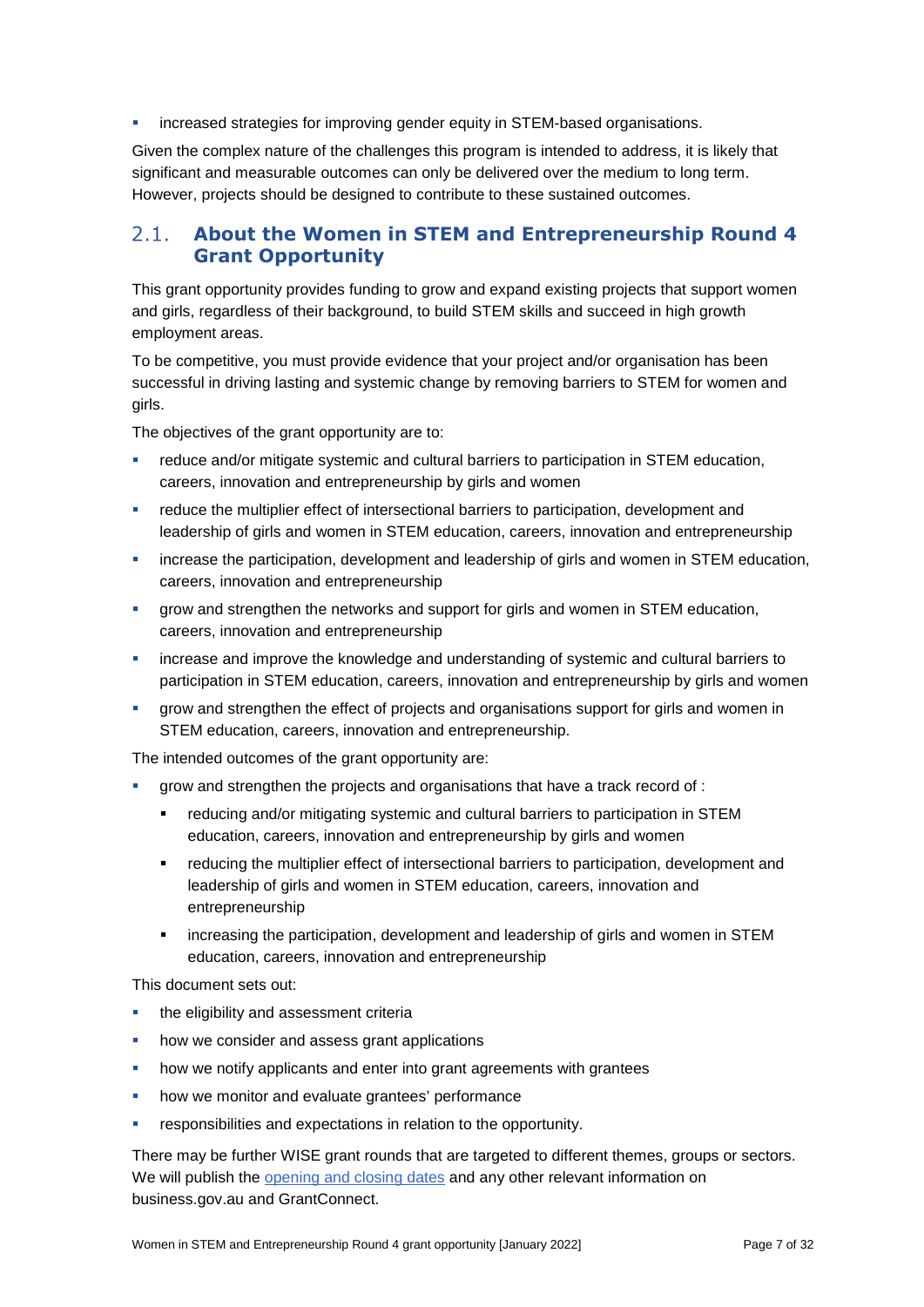- increased strategies for improving gender equity in STEM-based organisations.

Given the complex nature of the challenges this program is intended to address, it is likely that significant and measurable outcomes can only be delivered over the medium to long term. However, projects should be designed to contribute to these sustained outcomes.

## 2.1. About the Women in STEM and Entrepreneurship Round 4 Grant Opportunity

This grant opportunity provides funding to grow and expand existing projects that support women and girls, regardless of their background, to build STEM skills and succeed in high growth employment areas.

To be competitive, you must provide evidence that your project and/or organisation has been successful in driving lasting and systemic change by removing barriers to STEM for women and girls.

The objectives of the grant opportunity are to:

- reduce and/or mitigate systemic and cultural barriers to participation in STEM education, careers, innovation and entrepreneurship by girls and women
- reduce the multiplier effect of intersectional barriers to participation, development and leadership of girls and women in STEM education, careers, innovation and entrepreneurship
- increase the participation, development and leadership of girls and women in STEM education, careers, innovation and entrepreneurship
- grow and strengthen the networks and support for girls and women in STEM education, careers, innovation and entrepreneurship
- increase and improve the knowledge and understanding of systemic and cultural barriers to participation in STEM education, careers, innovation and entrepreneurship by girls and women
- grow and strengthen the effect of projects and organisations support for girls and women in STEM education, careers, innovation and entrepreneurship.

The intended outcomes of the grant opportunity are:

- grow and strengthen the projects and organisations that have a track record of :
  - reducing and/or mitigating systemic and cultural barriers to participation in STEM education, careers, innovation and entrepreneurship by girls and women
  - reducing the multiplier effect of intersectional barriers to participation, development and leadership of girls and women in STEM education, careers, innovation and entrepreneurship
  - increasing the participation, development and leadership of girls and women in STEM education, careers, innovation and entrepreneurship

This document sets out:

- the eligibility and assessment criteria
- how we consider and assess grant applications
- how we notify applicants and enter into grant agreements with grantees
- how we monitor and evaluate grantees' performance
- responsibilities and expectations in relation to the opportunity.

There may be further WISE grant rounds that are targeted to different themes, groups or sectors. We will publish the opening and closing dates and any other relevant information on business.gov.au and GrantConnect.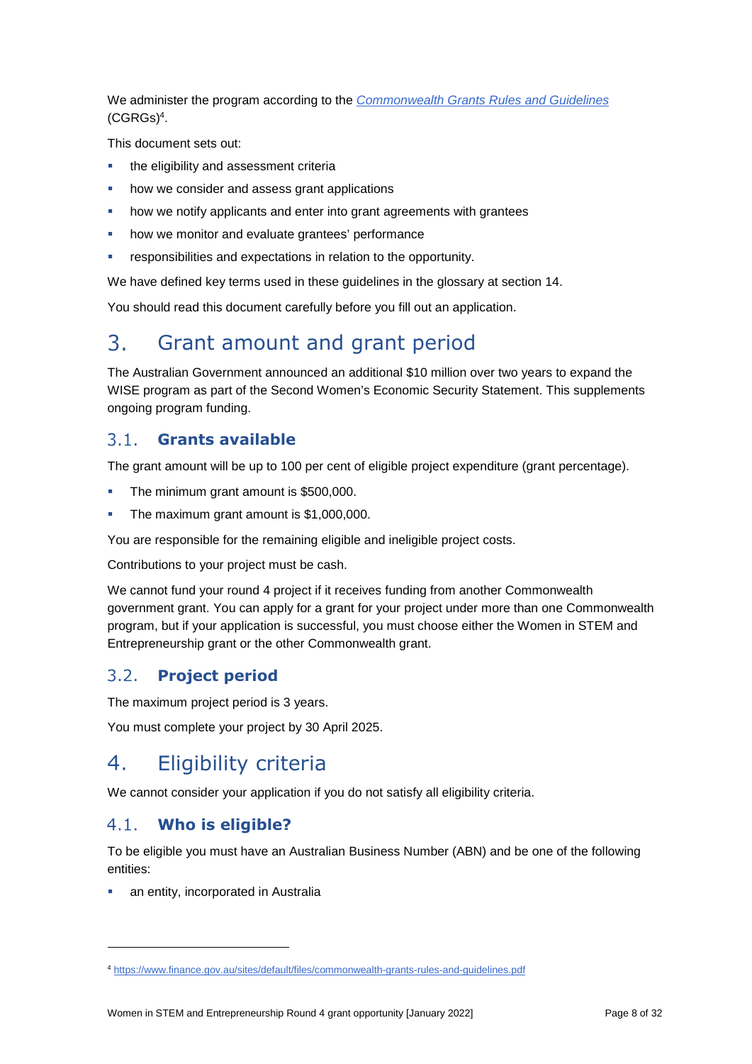We administer the program according to the *Commonwealth Grants Rules and Guidelines* (CGRGs)[4].

This document sets out:

- the eligibility and assessment criteria
- how we consider and assess grant applications
- how we notify applicants and enter into grant agreements with grantees
- how we monitor and evaluate grantees' performance
- responsibilities and expectations in relation to the opportunity.

We have defined key terms used in these guidelines in the glossary at section 14.

You should read this document carefully before you fill out an application.

# 3. Grant amount and grant period

The Australian Government announced an additional $10 million over two years to expand the WISE program as part of the Second Women's Economic Security Statement. This supplements ongoing program funding.

## 3.1. Grants available

The grant amount will be up to 100 per cent of eligible project expenditure (grant percentage).

- The minimum grant amount is $500,000.
- The maximum grant amount is $1,000,000.

You are responsible for the remaining eligible and ineligible project costs.

Contributions to your project must be cash.

We cannot fund your round 4 project if it receives funding from another Commonwealth government grant. You can apply for a grant for your project under more than one Commonwealth program, but if your application is successful, you must choose either the Women in STEM and Entrepreneurship grant or the other Commonwealth grant.

## 3.2. Project period

The maximum project period is 3 years.

You must complete your project by 30 April 2025.

# 4. Eligibility criteria

We cannot consider your application if you do not satisfy all eligibility criteria.

## 4.1. Who is eligible?

To be eligible you must have an Australian Business Number (ABN) and be one of the following entities:

- an entity, incorporated in Australia

---

[4] https://www.finance.gov.au/sites/default/files/commonwealth-grants-rules-and-guidelines.pdf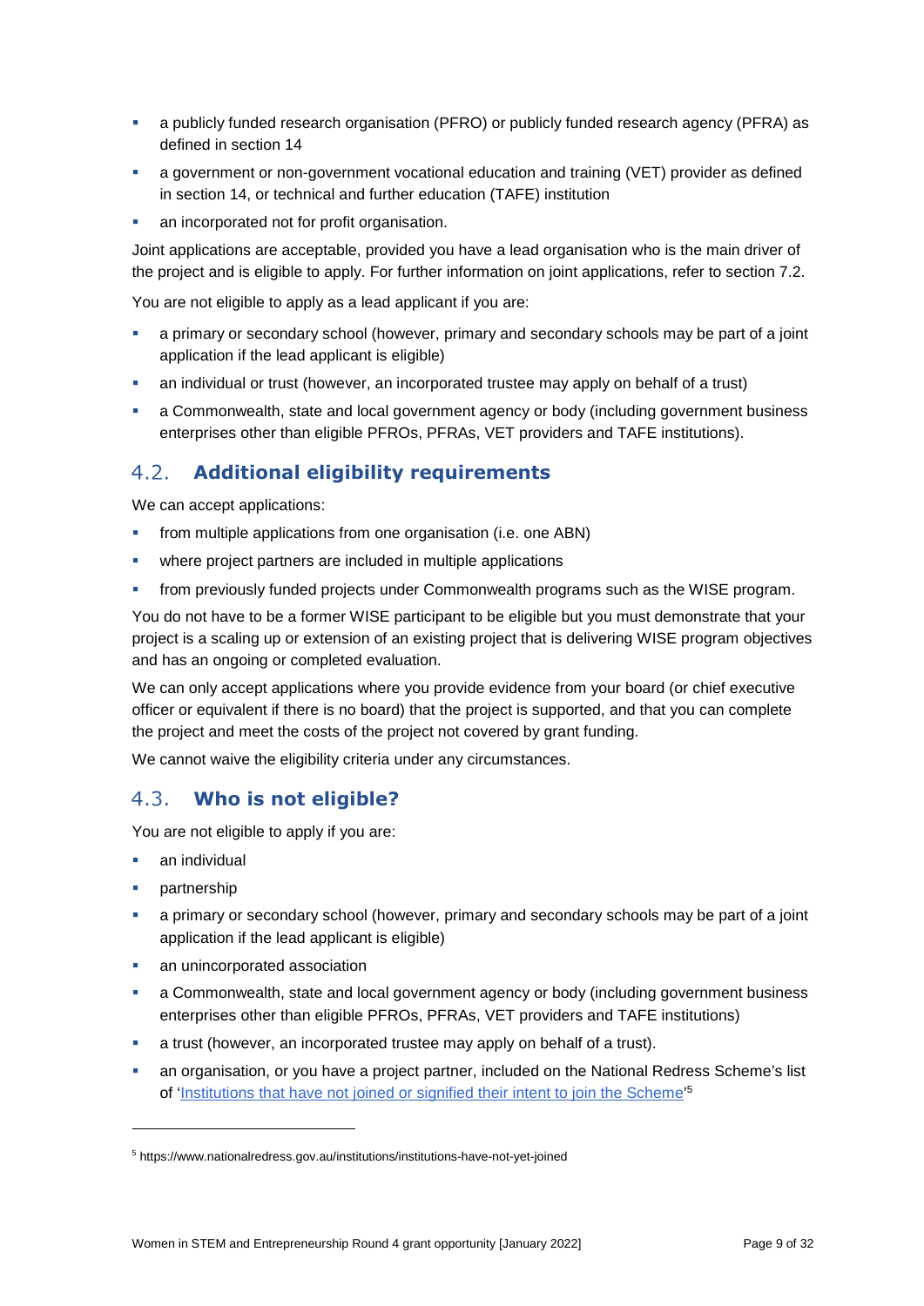- a publicly funded research organisation (PFRO) or publicly funded research agency (PFRA) as defined in section 14
- a government or non-government vocational education and training (VET) provider as defined in section 14, or technical and further education (TAFE) institution
- an incorporated not for profit organisation.

Joint applications are acceptable, provided you have a lead organisation who is the main driver of the project and is eligible to apply. For further information on joint applications, refer to section 7.2.

You are not eligible to apply as a lead applicant if you are:

- a primary or secondary school (however, primary and secondary schools may be part of a joint application if the lead applicant is eligible)
- an individual or trust (however, an incorporated trustee may apply on behalf of a trust)
- a Commonwealth, state and local government agency or body (including government business enterprises other than eligible PFROs, PFRAs, VET providers and TAFE institutions).

## 4.2. Additional eligibility requirements

We can accept applications:

- from multiple applications from one organisation (i.e. one ABN)
- where project partners are included in multiple applications
- from previously funded projects under Commonwealth programs such as the WISE program.

You do not have to be a former WISE participant to be eligible but you must demonstrate that your project is a scaling up or extension of an existing project that is delivering WISE program objectives and has an ongoing or completed evaluation.

We can only accept applications where you provide evidence from your board (or chief executive officer or equivalent if there is no board) that the project is supported, and that you can complete the project and meet the costs of the project not covered by grant funding.

We cannot waive the eligibility criteria under any circumstances.

## 4.3. Who is not eligible?

You are not eligible to apply if you are:

- an individual
- partnership
- a primary or secondary school (however, primary and secondary schools may be part of a joint application if the lead applicant is eligible)
- an unincorporated association
- a Commonwealth, state and local government agency or body (including government business enterprises other than eligible PFROs, PFRAs, VET providers and TAFE institutions)
- a trust (however, an incorporated trustee may apply on behalf of a trust).
- an organisation, or you have a project partner, included on the National Redress Scheme's list of 'Institutions that have not joined or signified their intent to join the Scheme'[5]

[5] https://www.nationalredress.gov.au/institutions/institutions-have-not-yet-joined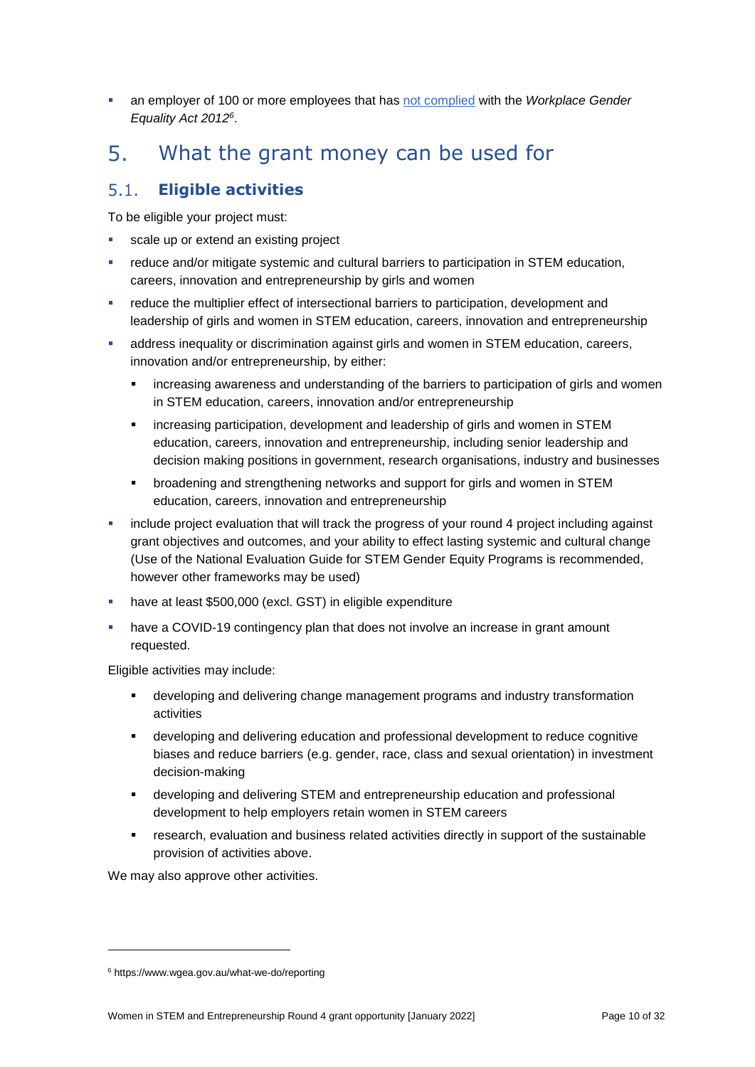- an employer of 100 or more employees that has [not complied](https://www.wgea.gov.au/what-we-do/reporting) with the *Workplace Gender Equality Act 2012*[6].

# 5. What the grant money can be used for

## 5.1. Eligible activities

To be eligible your project must:

- scale up or extend an existing project
- reduce and/or mitigate systemic and cultural barriers to participation in STEM education, careers, innovation and entrepreneurship by girls and women
- reduce the multiplier effect of intersectional barriers to participation, development and leadership of girls and women in STEM education, careers, innovation and entrepreneurship
- address inequality or discrimination against girls and women in STEM education, careers, innovation and/or entrepreneurship, by either:
    - increasing awareness and understanding of the barriers to participation of girls and women in STEM education, careers, innovation and/or entrepreneurship
    - increasing participation, development and leadership of girls and women in STEM education, careers, innovation and entrepreneurship, including senior leadership and decision making positions in government, research organisations, industry and businesses
    - broadening and strengthening networks and support for girls and women in STEM education, careers, innovation and entrepreneurship
- include project evaluation that will track the progress of your round 4 project including against grant objectives and outcomes, and your ability to effect lasting systemic and cultural change (Use of the National Evaluation Guide for STEM Gender Equity Programs is recommended, however other frameworks may be used)
- have at least $500,000 (excl. GST) in eligible expenditure
- have a COVID-19 contingency plan that does not involve an increase in grant amount requested.

Eligible activities may include:

- developing and delivering change management programs and industry transformation activities
- developing and delivering education and professional development to reduce cognitive biases and reduce barriers (e.g. gender, race, class and sexual orientation) in investment decision-making
- developing and delivering STEM and entrepreneurship education and professional development to help employers retain women in STEM careers
- research, evaluation and business related activities directly in support of the sustainable provision of activities above.

We may also approve other activities.

[6] https://www.wgea.gov.au/what-we-do/reporting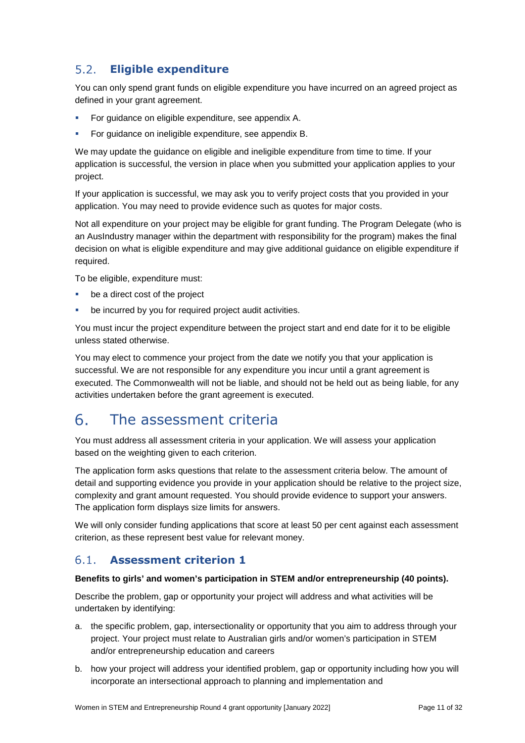## 5.2. Eligible expenditure

You can only spend grant funds on eligible expenditure you have incurred on an agreed project as defined in your grant agreement.

- For guidance on eligible expenditure, see appendix A.
- For guidance on ineligible expenditure, see appendix B.

We may update the guidance on eligible and ineligible expenditure from time to time. If your application is successful, the version in place when you submitted your application applies to your project.

If your application is successful, we may ask you to verify project costs that you provided in your application. You may need to provide evidence such as quotes for major costs.

Not all expenditure on your project may be eligible for grant funding. The Program Delegate (who is an AusIndustry manager within the department with responsibility for the program) makes the final decision on what is eligible expenditure and may give additional guidance on eligible expenditure if required.

To be eligible, expenditure must:

- be a direct cost of the project
- be incurred by you for required project audit activities.

You must incur the project expenditure between the project start and end date for it to be eligible unless stated otherwise.

You may elect to commence your project from the date we notify you that your application is successful. We are not responsible for any expenditure you incur until a grant agreement is executed. The Commonwealth will not be liable, and should not be held out as being liable, for any activities undertaken before the grant agreement is executed.

# 6. The assessment criteria

You must address all assessment criteria in your application. We will assess your application based on the weighting given to each criterion.

The application form asks questions that relate to the assessment criteria below. The amount of detail and supporting evidence you provide in your application should be relative to the project size, complexity and grant amount requested. You should provide evidence to support your answers. The application form displays size limits for answers.

We will only consider funding applications that score at least 50 per cent against each assessment criterion, as these represent best value for relevant money.

## 6.1. Assessment criterion 1

**Benefits to girls' and women's participation in STEM and/or entrepreneurship (40 points).**

Describe the problem, gap or opportunity your project will address and what activities will be undertaken by identifying:

a. the specific problem, gap, intersectionality or opportunity that you aim to address through your project. Your project must relate to Australian girls and/or women's participation in STEM and/or entrepreneurship education and careers
b. how your project will address your identified problem, gap or opportunity including how you will incorporate an intersectional approach to planning and implementation and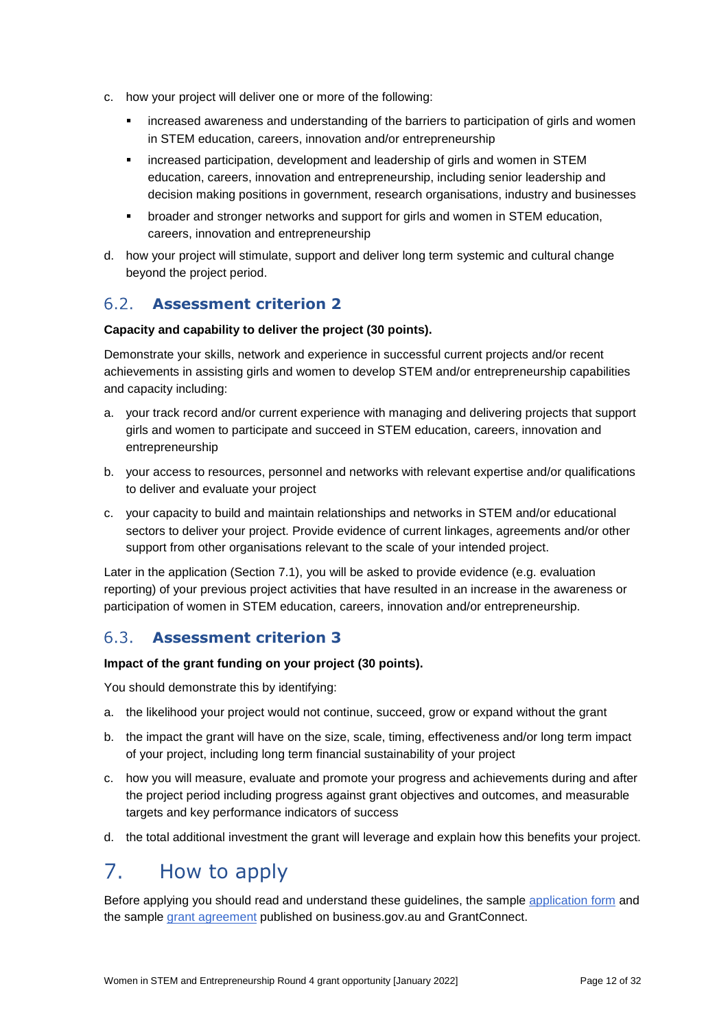c. how your project will deliver one or more of the following:

   - increased awareness and understanding of the barriers to participation of girls and women in STEM education, careers, innovation and/or entrepreneurship
   - increased participation, development and leadership of girls and women in STEM education, careers, innovation and entrepreneurship, including senior leadership and decision making positions in government, research organisations, industry and businesses
   - broader and stronger networks and support for girls and women in STEM education, careers, innovation and entrepreneurship

d. how your project will stimulate, support and deliver long term systemic and cultural change beyond the project period.

## 6.2. Assessment criterion 2

**Capacity and capability to deliver the project (30 points).**

Demonstrate your skills, network and experience in successful current projects and/or recent achievements in assisting girls and women to develop STEM and/or entrepreneurship capabilities and capacity including:

a. your track record and/or current experience with managing and delivering projects that support girls and women to participate and succeed in STEM education, careers, innovation and entrepreneurship

b. your access to resources, personnel and networks with relevant expertise and/or qualifications to deliver and evaluate your project

c. your capacity to build and maintain relationships and networks in STEM and/or educational sectors to deliver your project. Provide evidence of current linkages, agreements and/or other support from other organisations relevant to the scale of your intended project.

Later in the application (Section 7.1), you will be asked to provide evidence (e.g. evaluation reporting) of your previous project activities that have resulted in an increase in the awareness or participation of women in STEM education, careers, innovation and/or entrepreneurship.

## 6.3. Assessment criterion 3

**Impact of the grant funding on your project (30 points).**

You should demonstrate this by identifying:

a. the likelihood your project would not continue, succeed, grow or expand without the grant

b. the impact the grant will have on the size, scale, timing, effectiveness and/or long term impact of your project, including long term financial sustainability of your project

c. how you will measure, evaluate and promote your progress and achievements during and after the project period including progress against grant objectives and outcomes, and measurable targets and key performance indicators of success

d. the total additional investment the grant will leverage and explain how this benefits your project.

# 7. How to apply

Before applying you should read and understand these guidelines, the sample application form and the sample grant agreement published on business.gov.au and GrantConnect.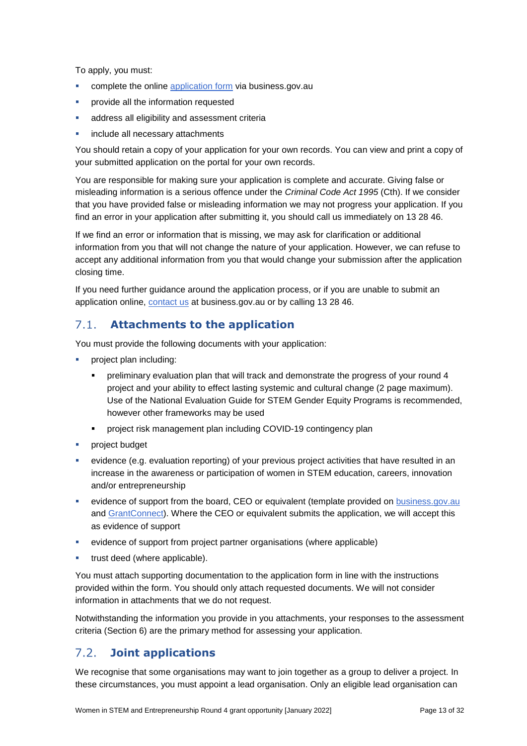To apply, you must:

- complete the online [application form](application form) via business.gov.au
- provide all the information requested
- address all eligibility and assessment criteria
- include all necessary attachments

You should retain a copy of your application for your own records. You can view and print a copy of your submitted application on the portal for your own records.

You are responsible for making sure your application is complete and accurate. Giving false or misleading information is a serious offence under the *Criminal Code Act 1995* (Cth). If we consider that you have provided false or misleading information we may not progress your application. If you find an error in your application after submitting it, you should call us immediately on 13 28 46.

If we find an error or information that is missing, we may ask for clarification or additional information from you that will not change the nature of your application. However, we can refuse to accept any additional information from you that would change your submission after the application closing time.

If you need further guidance around the application process, or if you are unable to submit an application online, contact us at business.gov.au or by calling 13 28 46.

## 7.1. Attachments to the application

You must provide the following documents with your application:

- project plan including:
  - preliminary evaluation plan that will track and demonstrate the progress of your round 4 project and your ability to effect lasting systemic and cultural change (2 page maximum). Use of the National Evaluation Guide for STEM Gender Equity Programs is recommended, however other frameworks may be used
  - project risk management plan including COVID-19 contingency plan
- project budget
- evidence (e.g. evaluation reporting) of your previous project activities that have resulted in an increase in the awareness or participation of women in STEM education, careers, innovation and/or entrepreneurship
- evidence of support from the board, CEO or equivalent (template provided on business.gov.au and GrantConnect). Where the CEO or equivalent submits the application, we will accept this as evidence of support
- evidence of support from project partner organisations (where applicable)
- trust deed (where applicable).

You must attach supporting documentation to the application form in line with the instructions provided within the form. You should only attach requested documents. We will not consider information in attachments that we do not request.

Notwithstanding the information you provide in you attachments, your responses to the assessment criteria (Section 6) are the primary method for assessing your application.

## 7.2. Joint applications

We recognise that some organisations may want to join together as a group to deliver a project. In these circumstances, you must appoint a lead organisation. Only an eligible lead organisation can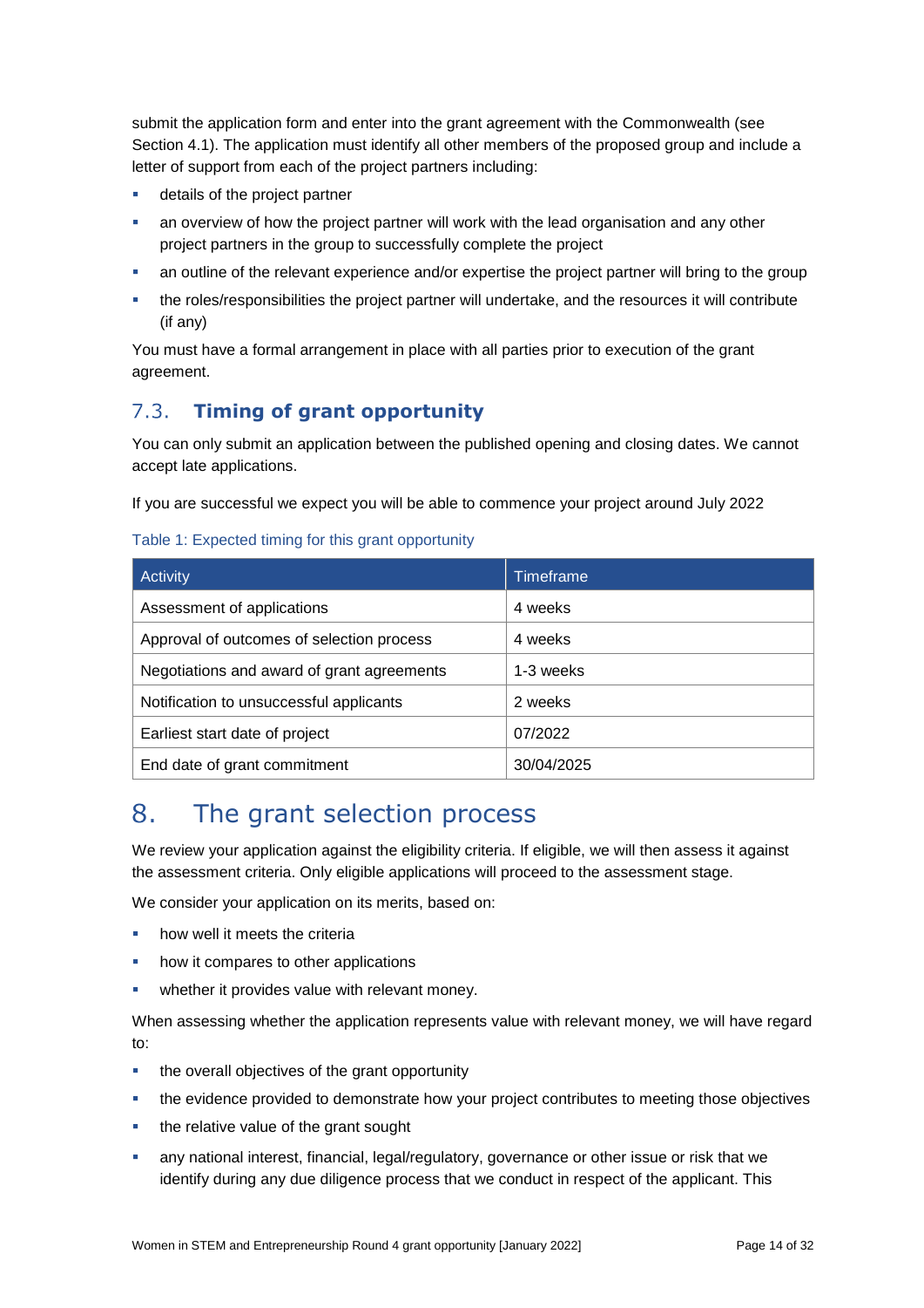submit the application form and enter into the grant agreement with the Commonwealth (see Section 4.1). The application must identify all other members of the proposed group and include a letter of support from each of the project partners including:

- details of the project partner
- an overview of how the project partner will work with the lead organisation and any other project partners in the group to successfully complete the project
- an outline of the relevant experience and/or expertise the project partner will bring to the group
- the roles/responsibilities the project partner will undertake, and the resources it will contribute (if any)

You must have a formal arrangement in place with all parties prior to execution of the grant agreement.

### 7.3. Timing of grant opportunity

You can only submit an application between the published opening and closing dates. We cannot accept late applications.

If you are successful we expect you will be able to commence your project around July 2022

Table 1: Expected timing for this grant opportunity

| Activity | Timeframe |
|---|---|
| Assessment of applications | 4 weeks |
| Approval of outcomes of selection process | 4 weeks |
| Negotiations and award of grant agreements | 1-3 weeks |
| Notification to unsuccessful applicants | 2 weeks |
| Earliest start date of project | 07/2022 |
| End date of grant commitment | 30/04/2025 |

# 8. The grant selection process

We review your application against the eligibility criteria. If eligible, we will then assess it against the assessment criteria. Only eligible applications will proceed to the assessment stage.

We consider your application on its merits, based on:

- how well it meets the criteria
- how it compares to other applications
- whether it provides value with relevant money.

When assessing whether the application represents value with relevant money, we will have regard to:

- the overall objectives of the grant opportunity
- the evidence provided to demonstrate how your project contributes to meeting those objectives
- the relative value of the grant sought
- any national interest, financial, legal/regulatory, governance or other issue or risk that we identify during any due diligence process that we conduct in respect of the applicant. This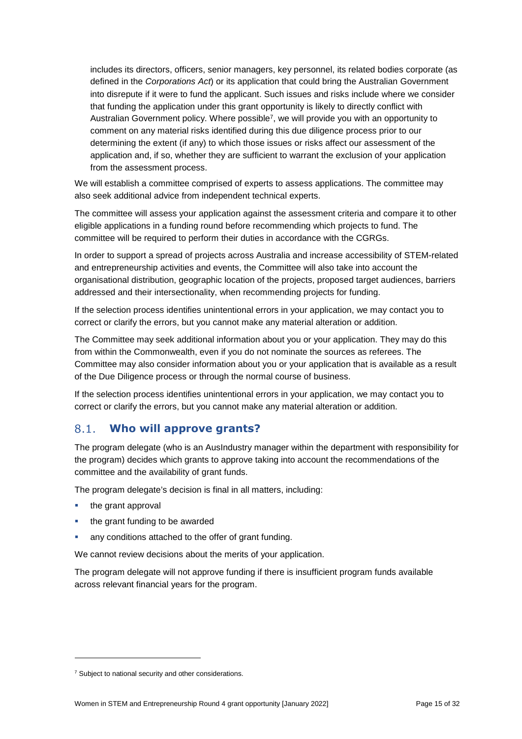includes its directors, officers, senior managers, key personnel, its related bodies corporate (as defined in the *Corporations Act*) or its application that could bring the Australian Government into disrepute if it were to fund the applicant. Such issues and risks include where we consider that funding the application under this grant opportunity is likely to directly conflict with Australian Government policy. Where possible[7], we will provide you with an opportunity to comment on any material risks identified during this due diligence process prior to our determining the extent (if any) to which those issues or risks affect our assessment of the application and, if so, whether they are sufficient to warrant the exclusion of your application from the assessment process.

We will establish a committee comprised of experts to assess applications. The committee may also seek additional advice from independent technical experts.

The committee will assess your application against the assessment criteria and compare it to other eligible applications in a funding round before recommending which projects to fund. The committee will be required to perform their duties in accordance with the CGRGs.

In order to support a spread of projects across Australia and increase accessibility of STEM-related and entrepreneurship activities and events, the Committee will also take into account the organisational distribution, geographic location of the projects, proposed target audiences, barriers addressed and their intersectionality, when recommending projects for funding.

If the selection process identifies unintentional errors in your application, we may contact you to correct or clarify the errors, but you cannot make any material alteration or addition.

The Committee may seek additional information about you or your application. They may do this from within the Commonwealth, even if you do not nominate the sources as referees. The Committee may also consider information about you or your application that is available as a result of the Due Diligence process or through the normal course of business.

If the selection process identifies unintentional errors in your application, we may contact you to correct or clarify the errors, but you cannot make any material alteration or addition.

## 8.1. Who will approve grants?

The program delegate (who is an AusIndustry manager within the department with responsibility for the program) decides which grants to approve taking into account the recommendations of the committee and the availability of grant funds.

The program delegate's decision is final in all matters, including:

- the grant approval
- the grant funding to be awarded
- any conditions attached to the offer of grant funding.

We cannot review decisions about the merits of your application.

The program delegate will not approve funding if there is insufficient program funds available across relevant financial years for the program.

---

[7] Subject to national security and other considerations.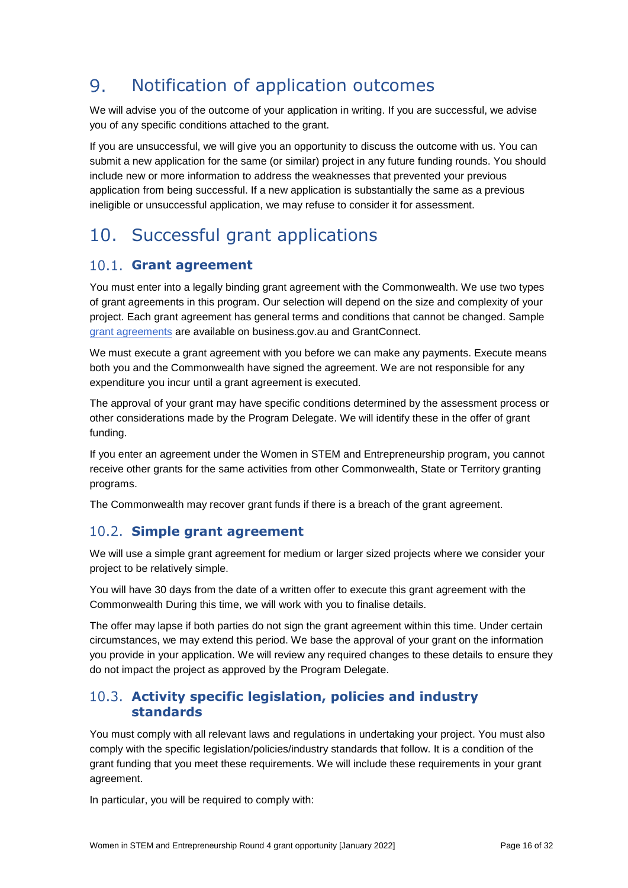# 9. Notification of application outcomes

We will advise you of the outcome of your application in writing. If you are successful, we advise you of any specific conditions attached to the grant.

If you are unsuccessful, we will give you an opportunity to discuss the outcome with us. You can submit a new application for the same (or similar) project in any future funding rounds. You should include new or more information to address the weaknesses that prevented your previous application from being successful. If a new application is substantially the same as a previous ineligible or unsuccessful application, we may refuse to consider it for assessment.

# 10. Successful grant applications

## 10.1. Grant agreement

You must enter into a legally binding grant agreement with the Commonwealth. We use two types of grant agreements in this program. Our selection will depend on the size and complexity of your project. Each grant agreement has general terms and conditions that cannot be changed. Sample grant agreements are available on business.gov.au and GrantConnect.

We must execute a grant agreement with you before we can make any payments. Execute means both you and the Commonwealth have signed the agreement. We are not responsible for any expenditure you incur until a grant agreement is executed.

The approval of your grant may have specific conditions determined by the assessment process or other considerations made by the Program Delegate. We will identify these in the offer of grant funding.

If you enter an agreement under the Women in STEM and Entrepreneurship program, you cannot receive other grants for the same activities from other Commonwealth, State or Territory granting programs.

The Commonwealth may recover grant funds if there is a breach of the grant agreement.

## 10.2. Simple grant agreement

We will use a simple grant agreement for medium or larger sized projects where we consider your project to be relatively simple.

You will have 30 days from the date of a written offer to execute this grant agreement with the Commonwealth During this time, we will work with you to finalise details.

The offer may lapse if both parties do not sign the grant agreement within this time. Under certain circumstances, we may extend this period. We base the approval of your grant on the information you provide in your application. We will review any required changes to these details to ensure they do not impact the project as approved by the Program Delegate.

## 10.3. Activity specific legislation, policies and industry standards

You must comply with all relevant laws and regulations in undertaking your project. You must also comply with the specific legislation/policies/industry standards that follow. It is a condition of the grant funding that you meet these requirements. We will include these requirements in your grant agreement.

In particular, you will be required to comply with: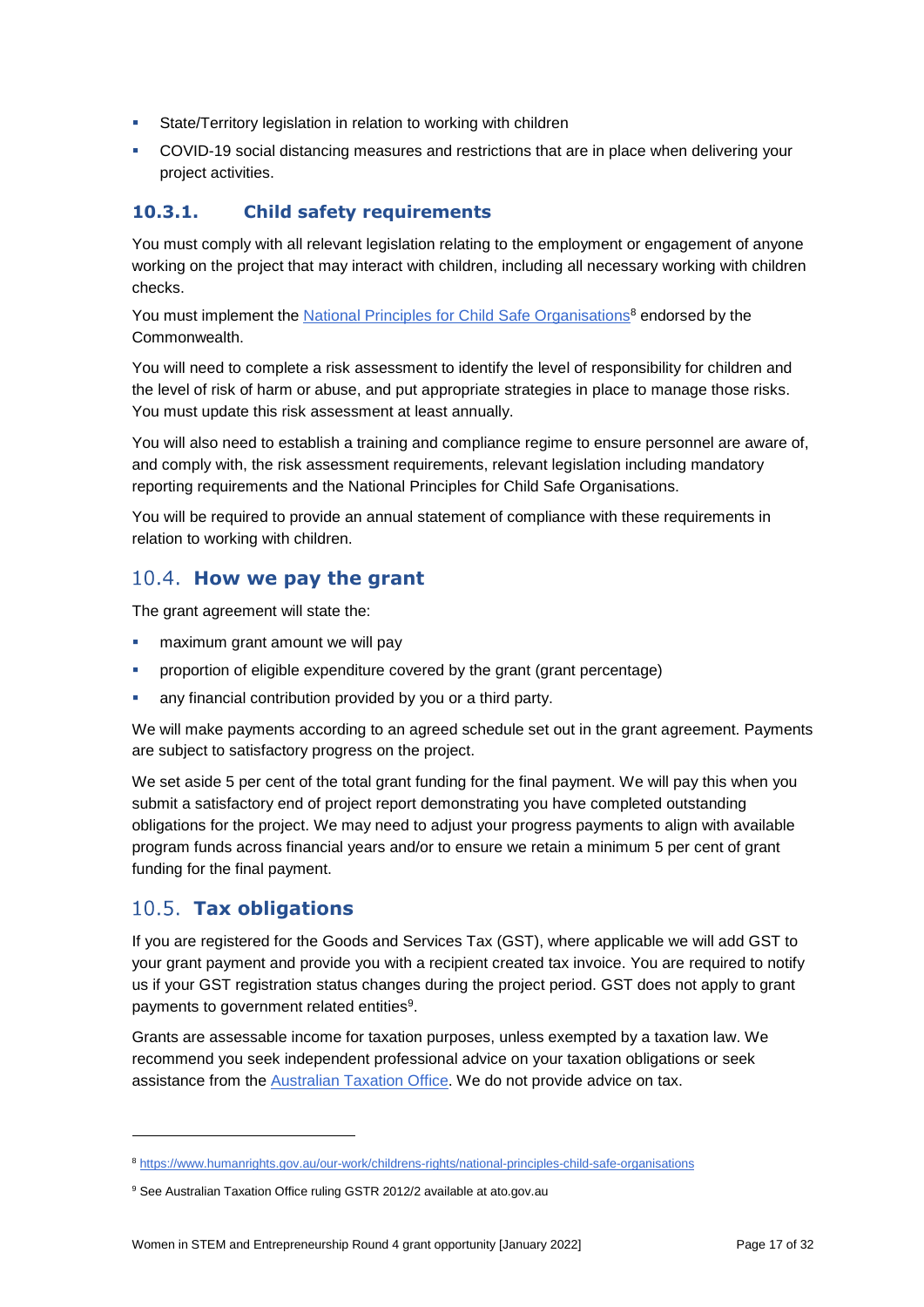- State/Territory legislation in relation to working with children
- COVID-19 social distancing measures and restrictions that are in place when delivering your project activities.

### 10.3.1. Child safety requirements

You must comply with all relevant legislation relating to the employment or engagement of anyone working on the project that may interact with children, including all necessary working with children checks.

You must implement the [National Principles for Child Safe Organisations](https://www.humanrights.gov.au/our-work/childrens-rights/national-principles-child-safe-organisations)[8] endorsed by the Commonwealth.

You will need to complete a risk assessment to identify the level of responsibility for children and the level of risk of harm or abuse, and put appropriate strategies in place to manage those risks. You must update this risk assessment at least annually.

You will also need to establish a training and compliance regime to ensure personnel are aware of, and comply with, the risk assessment requirements, relevant legislation including mandatory reporting requirements and the National Principles for Child Safe Organisations.

You will be required to provide an annual statement of compliance with these requirements in relation to working with children.

## 10.4. How we pay the grant

The grant agreement will state the:

- maximum grant amount we will pay
- proportion of eligible expenditure covered by the grant (grant percentage)
- any financial contribution provided by you or a third party.

We will make payments according to an agreed schedule set out in the grant agreement. Payments are subject to satisfactory progress on the project.

We set aside 5 per cent of the total grant funding for the final payment. We will pay this when you submit a satisfactory end of project report demonstrating you have completed outstanding obligations for the project. We may need to adjust your progress payments to align with available program funds across financial years and/or to ensure we retain a minimum 5 per cent of grant funding for the final payment.

## 10.5. Tax obligations

If you are registered for the Goods and Services Tax (GST), where applicable we will add GST to your grant payment and provide you with a recipient created tax invoice. You are required to notify us if your GST registration status changes during the project period. GST does not apply to grant payments to government related entities[9].

Grants are assessable income for taxation purposes, unless exempted by a taxation law. We recommend you seek independent professional advice on your taxation obligations or seek assistance from the [Australian Taxation Office](https://www.ato.gov.au/). We do not provide advice on tax.

---

[8] https://www.humanrights.gov.au/our-work/childrens-rights/national-principles-child-safe-organisations

[9] See Australian Taxation Office ruling GSTR 2012/2 available at ato.gov.au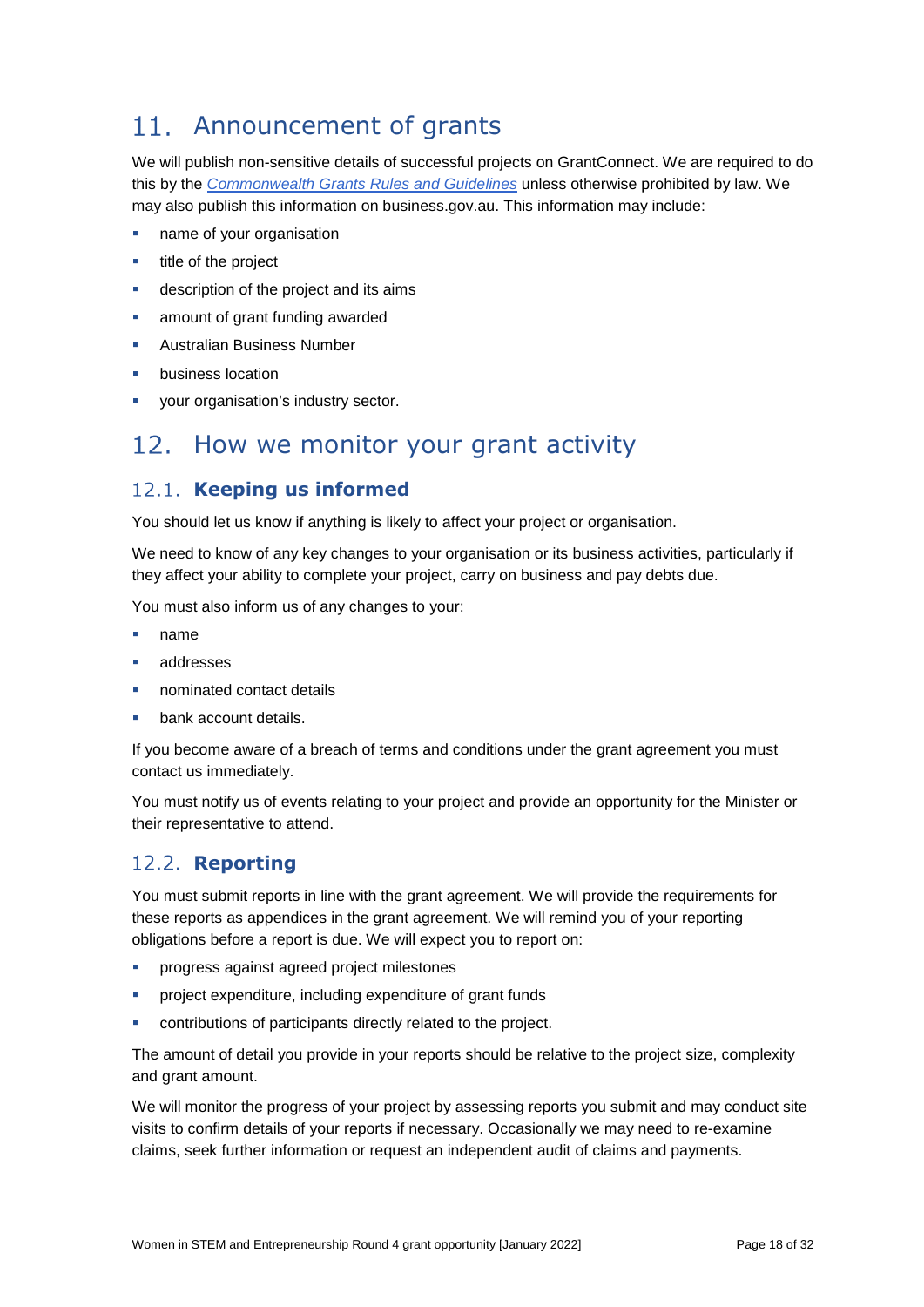# 11. Announcement of grants

We will publish non-sensitive details of successful projects on GrantConnect. We are required to do this by the *Commonwealth Grants Rules and Guidelines* unless otherwise prohibited by law. We may also publish this information on business.gov.au. This information may include:

- name of your organisation
- title of the project
- description of the project and its aims
- amount of grant funding awarded
- Australian Business Number
- business location
- your organisation's industry sector.

# 12. How we monitor your grant activity

## 12.1. Keeping us informed

You should let us know if anything is likely to affect your project or organisation.

We need to know of any key changes to your organisation or its business activities, particularly if they affect your ability to complete your project, carry on business and pay debts due.

You must also inform us of any changes to your:

- name
- addresses
- nominated contact details
- bank account details.

If you become aware of a breach of terms and conditions under the grant agreement you must contact us immediately.

You must notify us of events relating to your project and provide an opportunity for the Minister or their representative to attend.

## 12.2. Reporting

You must submit reports in line with the grant agreement. We will provide the requirements for these reports as appendices in the grant agreement. We will remind you of your reporting obligations before a report is due. We will expect you to report on:

- progress against agreed project milestones
- project expenditure, including expenditure of grant funds
- contributions of participants directly related to the project.

The amount of detail you provide in your reports should be relative to the project size, complexity and grant amount.

We will monitor the progress of your project by assessing reports you submit and may conduct site visits to confirm details of your reports if necessary. Occasionally we may need to re-examine claims, seek further information or request an independent audit of claims and payments.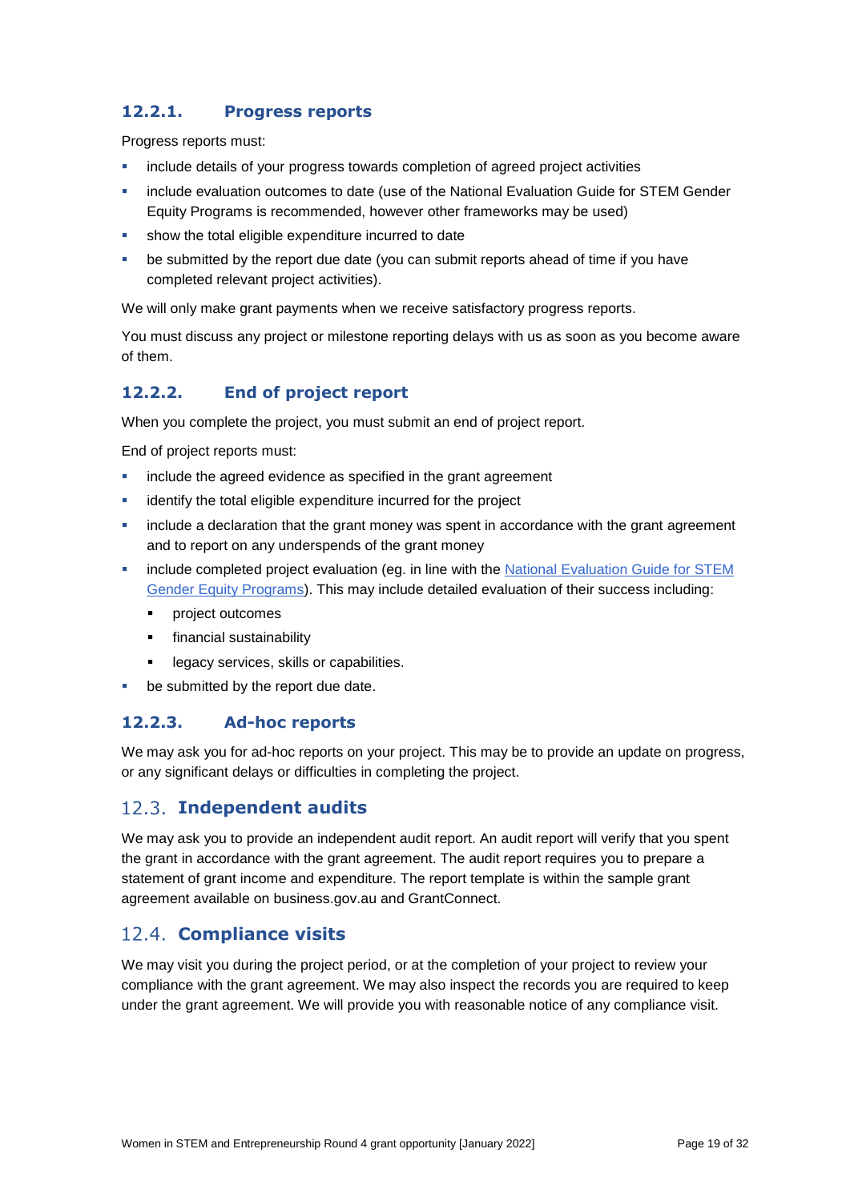#### 12.2.1. Progress reports

Progress reports must:

- include details of your progress towards completion of agreed project activities
- include evaluation outcomes to date (use of the National Evaluation Guide for STEM Gender Equity Programs is recommended, however other frameworks may be used)
- show the total eligible expenditure incurred to date
- be submitted by the report due date (you can submit reports ahead of time if you have completed relevant project activities).

We will only make grant payments when we receive satisfactory progress reports.

You must discuss any project or milestone reporting delays with us as soon as you become aware of them.

#### 12.2.2. End of project report

When you complete the project, you must submit an end of project report.

End of project reports must:

- include the agreed evidence as specified in the grant agreement
- identify the total eligible expenditure incurred for the project
- include a declaration that the grant money was spent in accordance with the grant agreement and to report on any underspends of the grant money
- include completed project evaluation (eg. in line with the National Evaluation Guide for STEM Gender Equity Programs). This may include detailed evaluation of their success including:
  - project outcomes
  - financial sustainability
  - legacy services, skills or capabilities.
- be submitted by the report due date.

#### 12.2.3. Ad-hoc reports

We may ask you for ad-hoc reports on your project. This may be to provide an update on progress, or any significant delays or difficulties in completing the project.

### 12.3. Independent audits

We may ask you to provide an independent audit report. An audit report will verify that you spent the grant in accordance with the grant agreement. The audit report requires you to prepare a statement of grant income and expenditure. The report template is within the sample grant agreement available on business.gov.au and GrantConnect.

### 12.4. Compliance visits

We may visit you during the project period, or at the completion of your project to review your compliance with the grant agreement. We may also inspect the records you are required to keep under the grant agreement. We will provide you with reasonable notice of any compliance visit.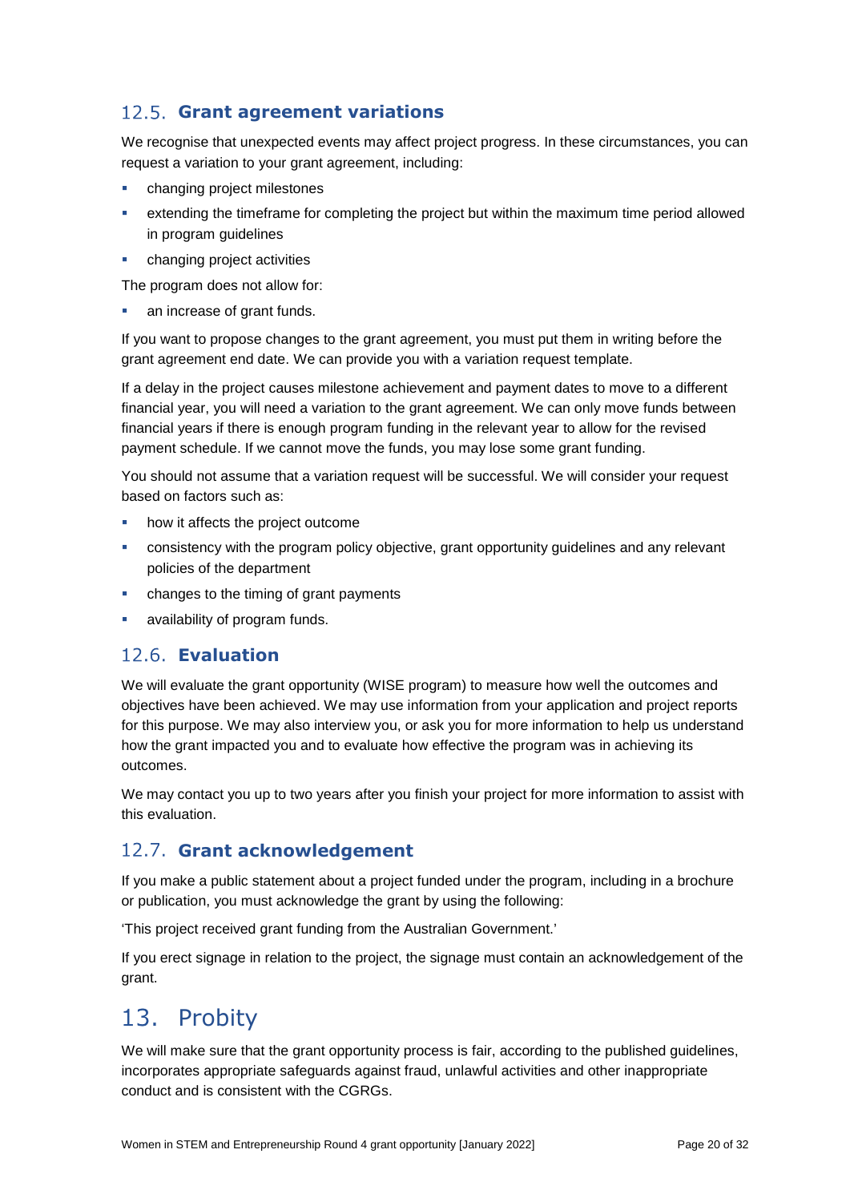### 12.5. Grant agreement variations

We recognise that unexpected events may affect project progress. In these circumstances, you can request a variation to your grant agreement, including:

- changing project milestones
- extending the timeframe for completing the project but within the maximum time period allowed in program guidelines
- changing project activities

The program does not allow for:

- an increase of grant funds.

If you want to propose changes to the grant agreement, you must put them in writing before the grant agreement end date. We can provide you with a variation request template.

If a delay in the project causes milestone achievement and payment dates to move to a different financial year, you will need a variation to the grant agreement. We can only move funds between financial years if there is enough program funding in the relevant year to allow for the revised payment schedule. If we cannot move the funds, you may lose some grant funding.

You should not assume that a variation request will be successful. We will consider your request based on factors such as:

- how it affects the project outcome
- consistency with the program policy objective, grant opportunity guidelines and any relevant policies of the department
- changes to the timing of grant payments
- availability of program funds.

### 12.6. Evaluation

We will evaluate the grant opportunity (WISE program) to measure how well the outcomes and objectives have been achieved. We may use information from your application and project reports for this purpose. We may also interview you, or ask you for more information to help us understand how the grant impacted you and to evaluate how effective the program was in achieving its outcomes.

We may contact you up to two years after you finish your project for more information to assist with this evaluation.

### 12.7. Grant acknowledgement

If you make a public statement about a project funded under the program, including in a brochure or publication, you must acknowledge the grant by using the following:

'This project received grant funding from the Australian Government.'

If you erect signage in relation to the project, the signage must contain an acknowledgement of the grant.

## 13. Probity

We will make sure that the grant opportunity process is fair, according to the published guidelines, incorporates appropriate safeguards against fraud, unlawful activities and other inappropriate conduct and is consistent with the CGRGs.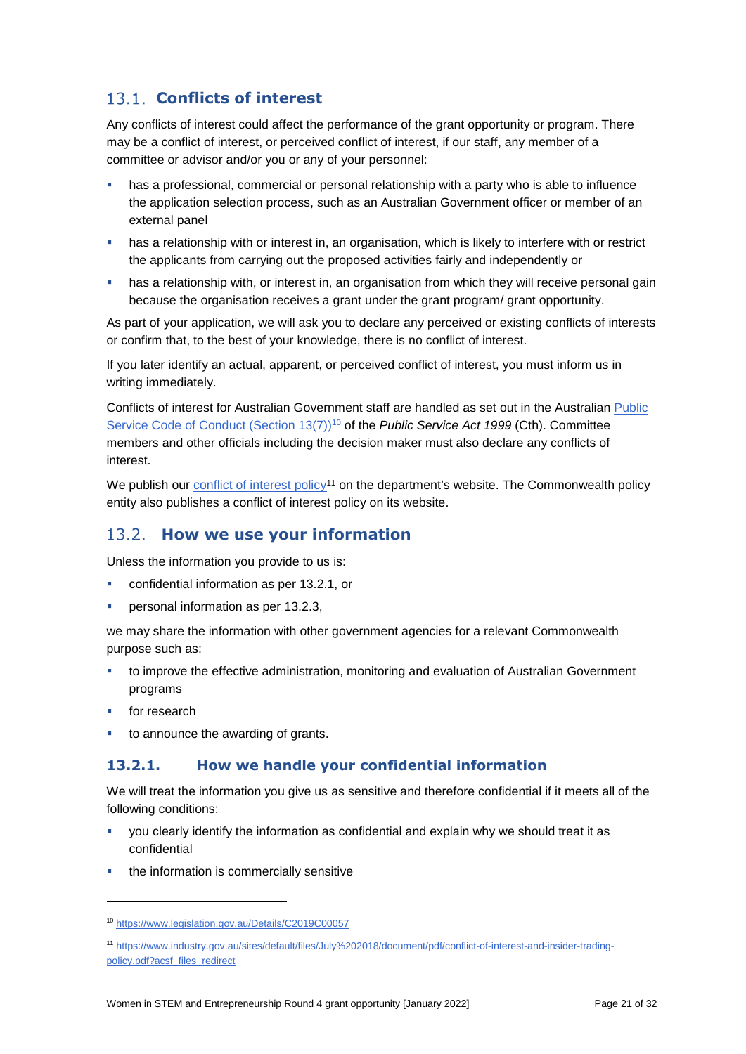## 13.1. Conflicts of interest

Any conflicts of interest could affect the performance of the grant opportunity or program. There may be a conflict of interest, or perceived conflict of interest, if our staff, any member of a committee or advisor and/or you or any of your personnel:

- has a professional, commercial or personal relationship with a party who is able to influence the application selection process, such as an Australian Government officer or member of an external panel
- has a relationship with or interest in, an organisation, which is likely to interfere with or restrict the applicants from carrying out the proposed activities fairly and independently or
- has a relationship with, or interest in, an organisation from which they will receive personal gain because the organisation receives a grant under the grant program/ grant opportunity.

As part of your application, we will ask you to declare any perceived or existing conflicts of interests or confirm that, to the best of your knowledge, there is no conflict of interest.

If you later identify an actual, apparent, or perceived conflict of interest, you must inform us in writing immediately.

Conflicts of interest for Australian Government staff are handled as set out in the Australian [Public Service Code of Conduct (Section 13(7))][10] of the *Public Service Act 1999* (Cth). Committee members and other officials including the decision maker must also declare any conflicts of interest.

We publish our [conflict of interest policy][11] on the department's website. The Commonwealth policy entity also publishes a conflict of interest policy on its website.

## 13.2. How we use your information

Unless the information you provide to us is:

- confidential information as per 13.2.1, or
- personal information as per 13.2.3,

we may share the information with other government agencies for a relevant Commonwealth purpose such as:

- to improve the effective administration, monitoring and evaluation of Australian Government programs
- for research
- to announce the awarding of grants.

### 13.2.1. How we handle your confidential information

We will treat the information you give us as sensitive and therefore confidential if it meets all of the following conditions:

- you clearly identify the information as confidential and explain why we should treat it as confidential
- the information is commercially sensitive

---

[10] https://www.legislation.gov.au/Details/C2019C00057

[11] https://www.industry.gov.au/sites/default/files/July%202018/document/pdf/conflict-of-interest-and-insider-trading-policy.pdf?acsf_files_redirect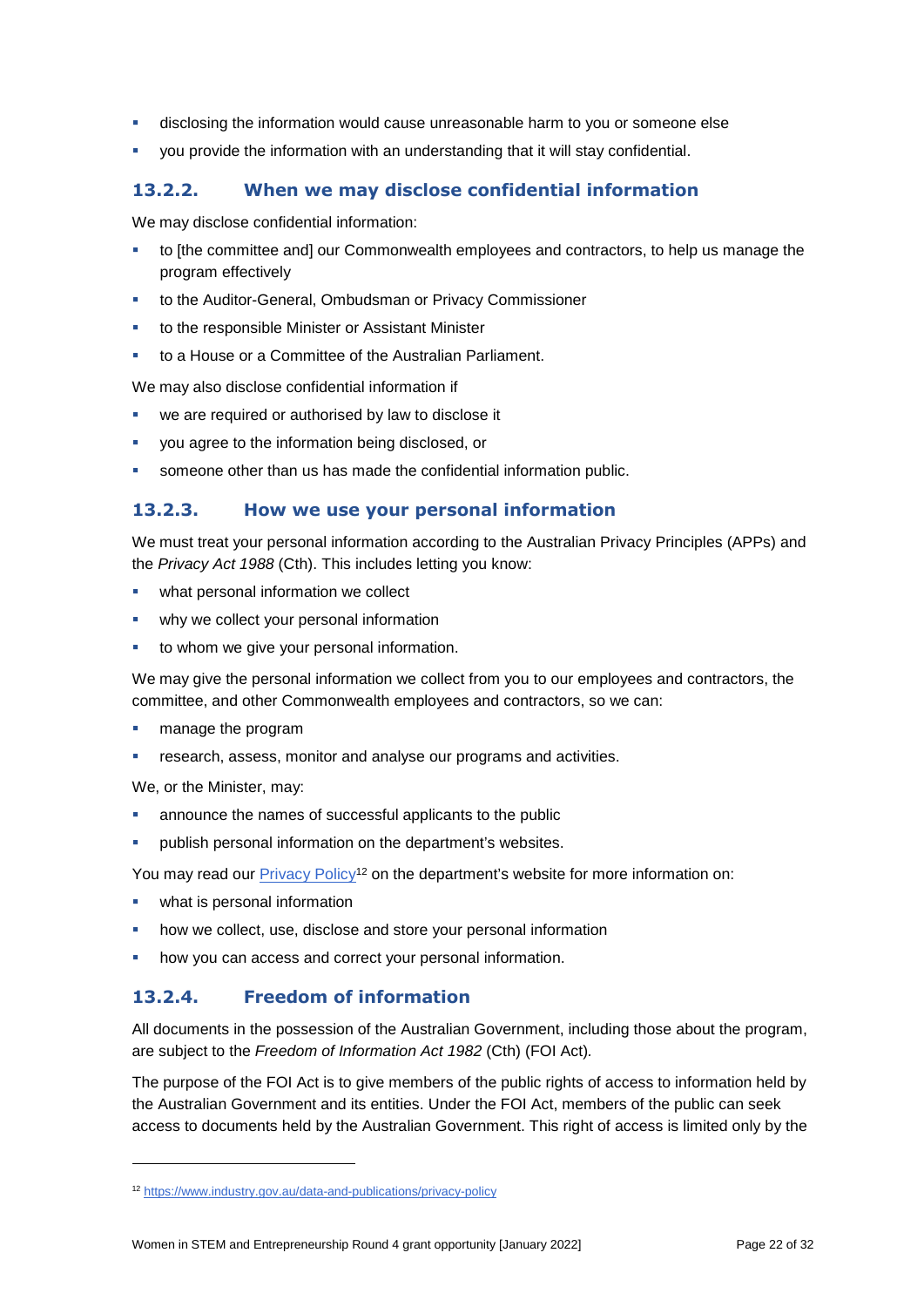- disclosing the information would cause unreasonable harm to you or someone else
- you provide the information with an understanding that it will stay confidential.

### 13.2.2. When we may disclose confidential information

We may disclose confidential information:

- to [the committee and] our Commonwealth employees and contractors, to help us manage the program effectively
- to the Auditor-General, Ombudsman or Privacy Commissioner
- to the responsible Minister or Assistant Minister
- to a House or a Committee of the Australian Parliament.

We may also disclose confidential information if

- we are required or authorised by law to disclose it
- you agree to the information being disclosed, or
- someone other than us has made the confidential information public.

### 13.2.3. How we use your personal information

We must treat your personal information according to the Australian Privacy Principles (APPs) and the *Privacy Act 1988* (Cth). This includes letting you know:

- what personal information we collect
- why we collect your personal information
- to whom we give your personal information.

We may give the personal information we collect from you to our employees and contractors, the committee, and other Commonwealth employees and contractors, so we can:

- manage the program
- research, assess, monitor and analyse our programs and activities.

We, or the Minister, may:

- announce the names of successful applicants to the public
- publish personal information on the department's websites.

You may read our Privacy Policy[12] on the department's website for more information on:

- what is personal information
- how we collect, use, disclose and store your personal information
- how you can access and correct your personal information.

### 13.2.4. Freedom of information

All documents in the possession of the Australian Government, including those about the program, are subject to the *Freedom of Information Act 1982* (Cth) (FOI Act).

The purpose of the FOI Act is to give members of the public rights of access to information held by the Australian Government and its entities. Under the FOI Act, members of the public can seek access to documents held by the Australian Government. This right of access is limited only by the

---

[12] https://www.industry.gov.au/data-and-publications/privacy-policy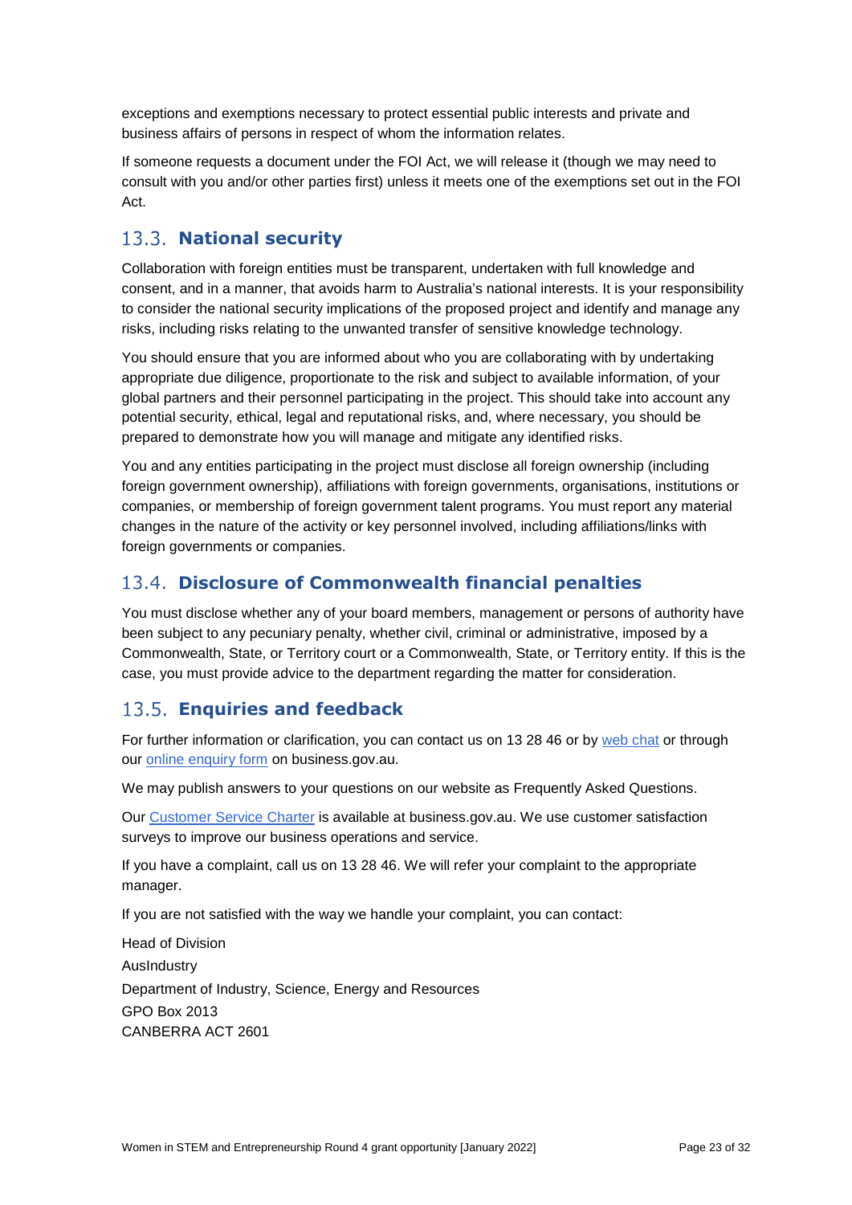exceptions and exemptions necessary to protect essential public interests and private and business affairs of persons in respect of whom the information relates.

If someone requests a document under the FOI Act, we will release it (though we may need to consult with you and/or other parties first) unless it meets one of the exemptions set out in the FOI Act.

## 13.3. National security

Collaboration with foreign entities must be transparent, undertaken with full knowledge and consent, and in a manner, that avoids harm to Australia's national interests. It is your responsibility to consider the national security implications of the proposed project and identify and manage any risks, including risks relating to the unwanted transfer of sensitive knowledge technology.

You should ensure that you are informed about who you are collaborating with by undertaking appropriate due diligence, proportionate to the risk and subject to available information, of your global partners and their personnel participating in the project. This should take into account any potential security, ethical, legal and reputational risks, and, where necessary, you should be prepared to demonstrate how you will manage and mitigate any identified risks.

You and any entities participating in the project must disclose all foreign ownership (including foreign government ownership), affiliations with foreign governments, organisations, institutions or companies, or membership of foreign government talent programs. You must report any material changes in the nature of the activity or key personnel involved, including affiliations/links with foreign governments or companies.

## 13.4. Disclosure of Commonwealth financial penalties

You must disclose whether any of your board members, management or persons of authority have been subject to any pecuniary penalty, whether civil, criminal or administrative, imposed by a Commonwealth, State, or Territory court or a Commonwealth, State, or Territory entity. If this is the case, you must provide advice to the department regarding the matter for consideration.

## 13.5. Enquiries and feedback

For further information or clarification, you can contact us on 13 28 46 or by web chat or through our online enquiry form on business.gov.au.

We may publish answers to your questions on our website as Frequently Asked Questions.

Our Customer Service Charter is available at business.gov.au. We use customer satisfaction surveys to improve our business operations and service.

If you have a complaint, call us on 13 28 46. We will refer your complaint to the appropriate manager.

If you are not satisfied with the way we handle your complaint, you can contact:

Head of Division
AusIndustry
Department of Industry, Science, Energy and Resources
GPO Box 2013
CANBERRA ACT 2601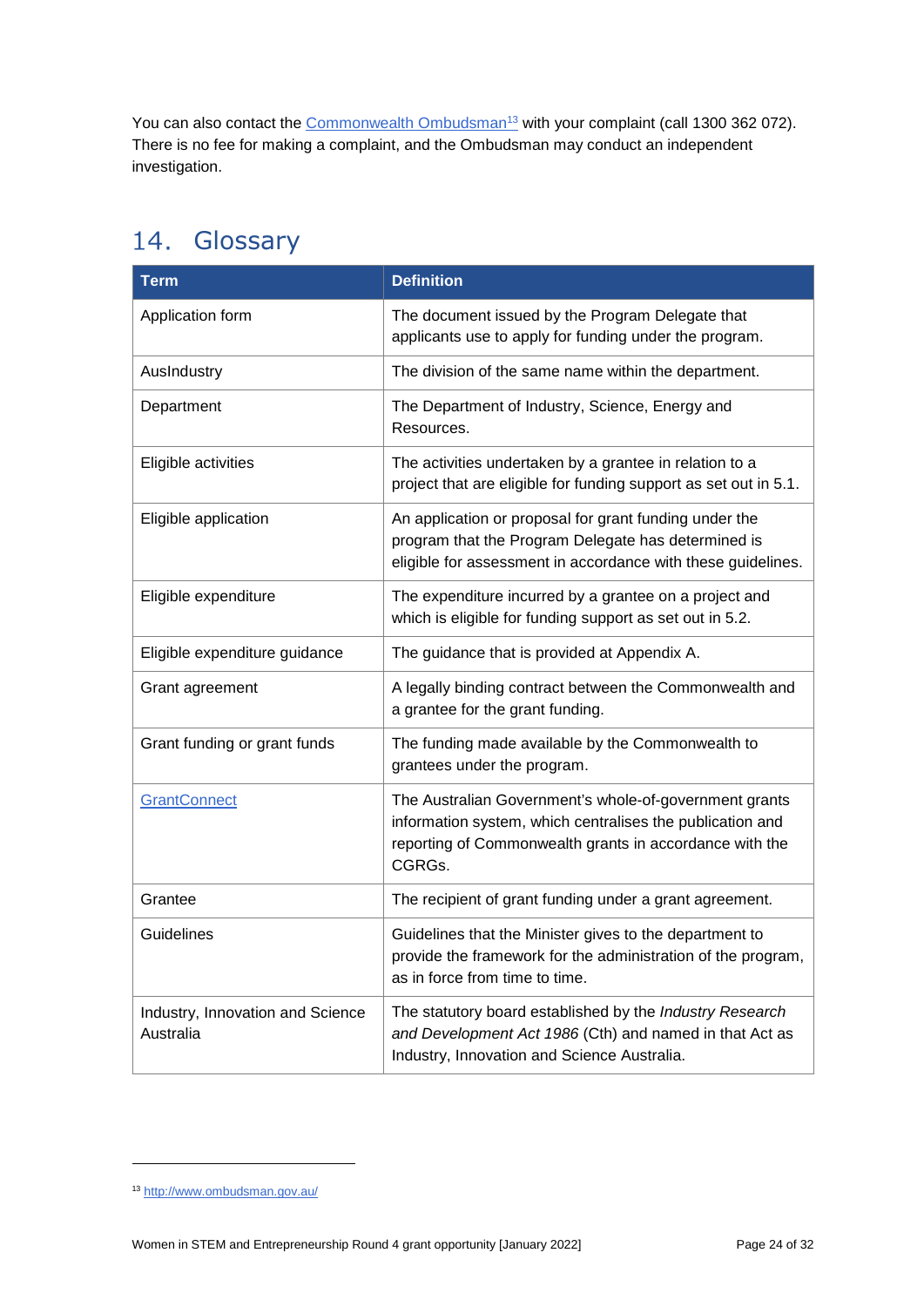You can also contact the Commonwealth Ombudsman[13] with your complaint (call 1300 362 072). There is no fee for making a complaint, and the Ombudsman may conduct an independent investigation.

## 14. Glossary

| Term | Definition |
|---|---|
| Application form | The document issued by the Program Delegate that applicants use to apply for funding under the program. |
| AusIndustry | The division of the same name within the department. |
| Department | The Department of Industry, Science, Energy and Resources. |
| Eligible activities | The activities undertaken by a grantee in relation to a project that are eligible for funding support as set out in 5.1. |
| Eligible application | An application or proposal for grant funding under the program that the Program Delegate has determined is eligible for assessment in accordance with these guidelines. |
| Eligible expenditure | The expenditure incurred by a grantee on a project and which is eligible for funding support as set out in 5.2. |
| Eligible expenditure guidance | The guidance that is provided at Appendix A. |
| Grant agreement | A legally binding contract between the Commonwealth and a grantee for the grant funding. |
| Grant funding or grant funds | The funding made available by the Commonwealth to grantees under the program. |
| GrantConnect | The Australian Government's whole-of-government grants information system, which centralises the publication and reporting of Commonwealth grants in accordance with the CGRGs. |
| Grantee | The recipient of grant funding under a grant agreement. |
| Guidelines | Guidelines that the Minister gives to the department to provide the framework for the administration of the program, as in force from time to time. |
| Industry, Innovation and Science Australia | The statutory board established by the *Industry Research and Development Act 1986* (Cth) and named in that Act as Industry, Innovation and Science Australia. |

[13] http://www.ombudsman.gov.au/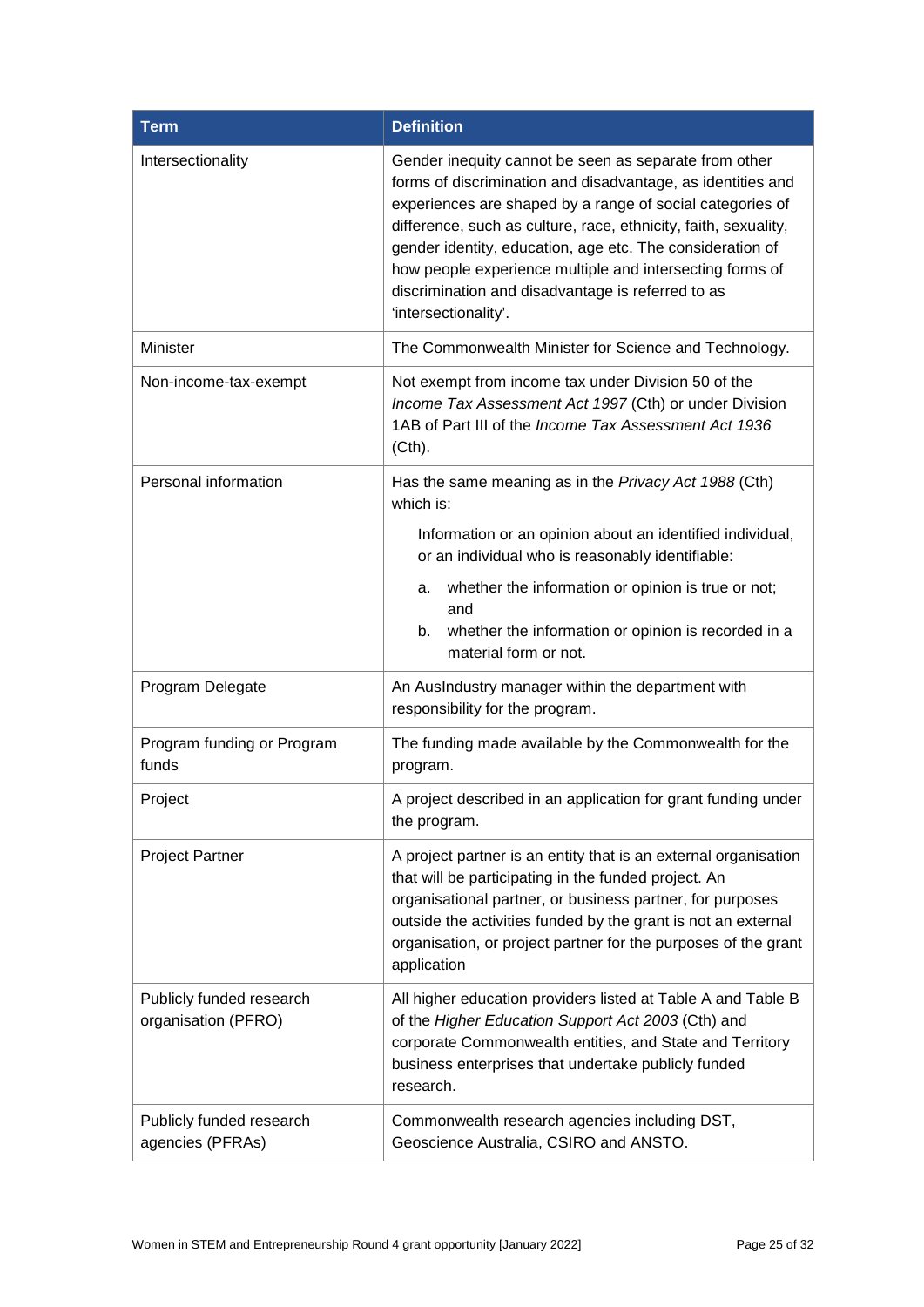| Term | Definition |
| --- | --- |
| Intersectionality | Gender inequity cannot be seen as separate from other forms of discrimination and disadvantage, as identities and experiences are shaped by a range of social categories of difference, such as culture, race, ethnicity, faith, sexuality, gender identity, education, age etc. The consideration of how people experience multiple and intersecting forms of discrimination and disadvantage is referred to as 'intersectionality'. |
| Minister | The Commonwealth Minister for Science and Technology. |
| Non-income-tax-exempt | Not exempt from income tax under Division 50 of the *Income Tax Assessment Act 1997* (Cth) or under Division 1AB of Part III of the *Income Tax Assessment Act 1936* (Cth). |
| Personal information | Has the same meaning as in the *Privacy Act 1988* (Cth) which is: <br> Information or an opinion about an identified individual, or an individual who is reasonably identifiable: <br> a. whether the information or opinion is true or not; and <br> b. whether the information or opinion is recorded in a material form or not. |
| Program Delegate | An AusIndustry manager within the department with responsibility for the program. |
| Program funding or Program funds | The funding made available by the Commonwealth for the program. |
| Project | A project described in an application for grant funding under the program. |
| Project Partner | A project partner is an entity that is an external organisation that will be participating in the funded project. An organisational partner, or business partner, for purposes outside the activities funded by the grant is not an external organisation, or project partner for the purposes of the grant application |
| Publicly funded research organisation (PFRO) | All higher education providers listed at Table A and Table B of the *Higher Education Support Act 2003* (Cth) and corporate Commonwealth entities, and State and Territory business enterprises that undertake publicly funded research. |
| Publicly funded research agencies (PFRAs) | Commonwealth research agencies including DST, Geoscience Australia, CSIRO and ANSTO. |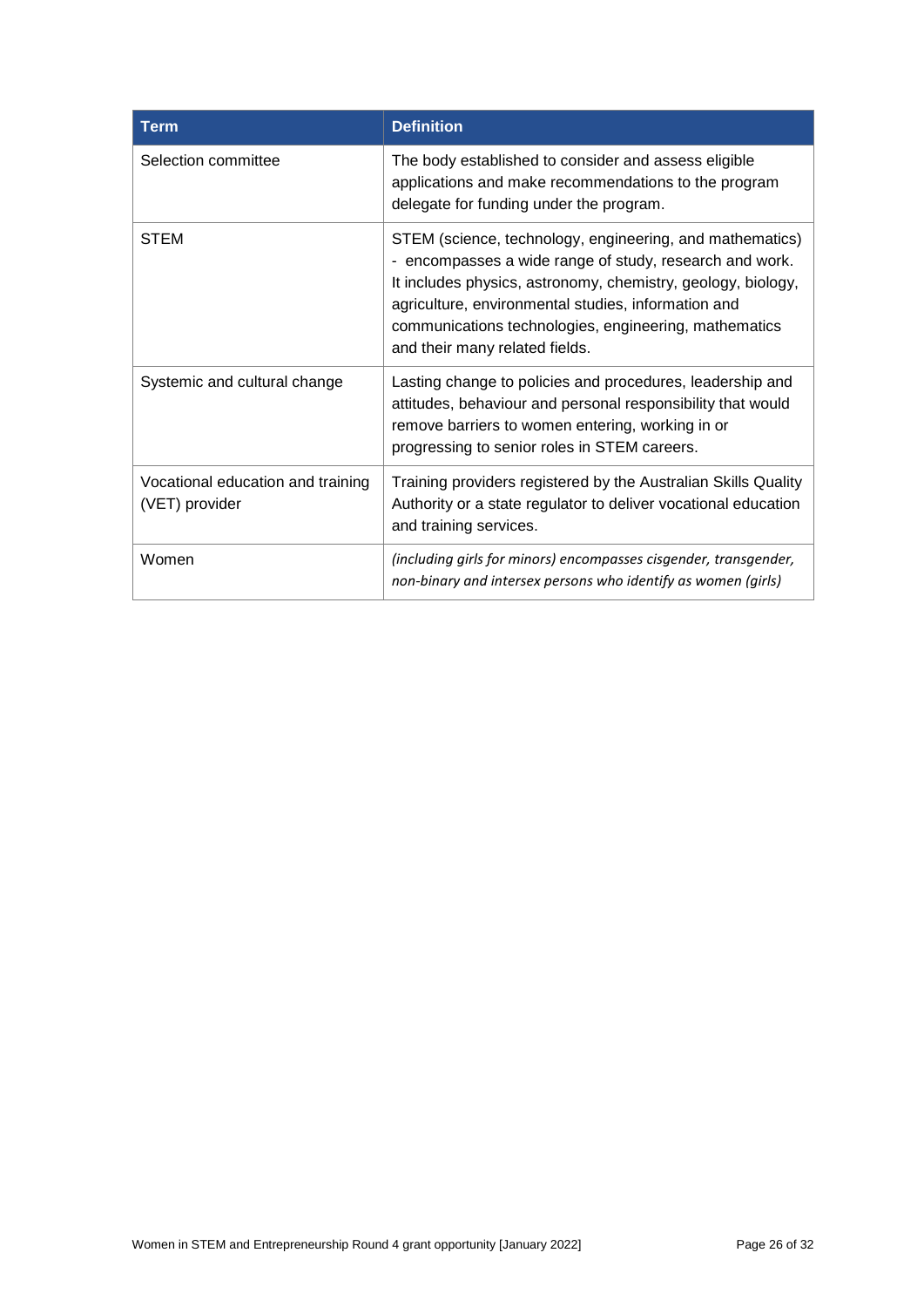| Term | Definition |
|---|---|
| Selection committee | The body established to consider and assess eligible applications and make recommendations to the program delegate for funding under the program. |
| STEM | STEM (science, technology, engineering, and mathematics) - encompasses a wide range of study, research and work. It includes physics, astronomy, chemistry, geology, biology, agriculture, environmental studies, information and communications technologies, engineering, mathematics and their many related fields. |
| Systemic and cultural change | Lasting change to policies and procedures, leadership and attitudes, behaviour and personal responsibility that would remove barriers to women entering, working in or progressing to senior roles in STEM careers. |
| Vocational education and training (VET) provider | Training providers registered by the Australian Skills Quality Authority or a state regulator to deliver vocational education and training services. |
| Women | *(including girls for minors) encompasses cisgender, transgender, non-binary and intersex persons who identify as women (girls)* |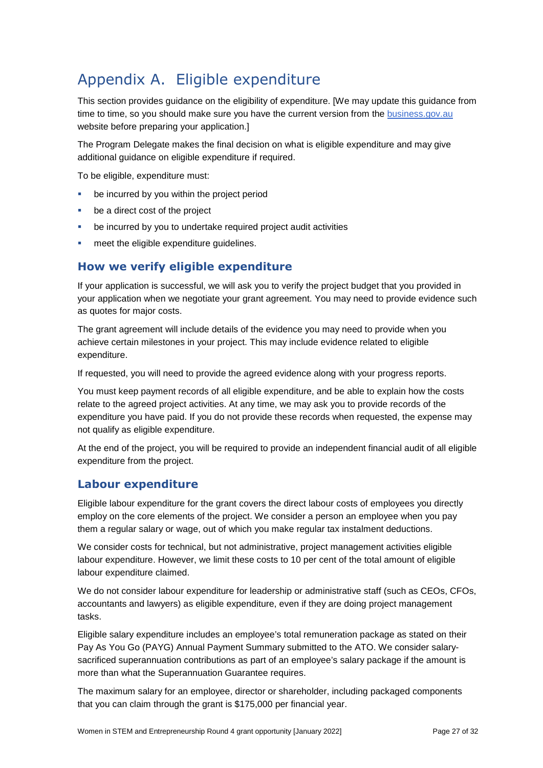# Appendix A. Eligible expenditure

This section provides guidance on the eligibility of expenditure. [We may update this guidance from time to time, so you should make sure you have the current version from the business.gov.au website before preparing your application.]

The Program Delegate makes the final decision on what is eligible expenditure and may give additional guidance on eligible expenditure if required.

To be eligible, expenditure must:

- be incurred by you within the project period
- be a direct cost of the project
- be incurred by you to undertake required project audit activities
- meet the eligible expenditure guidelines.

## How we verify eligible expenditure

If your application is successful, we will ask you to verify the project budget that you provided in your application when we negotiate your grant agreement. You may need to provide evidence such as quotes for major costs.

The grant agreement will include details of the evidence you may need to provide when you achieve certain milestones in your project. This may include evidence related to eligible expenditure.

If requested, you will need to provide the agreed evidence along with your progress reports.

You must keep payment records of all eligible expenditure, and be able to explain how the costs relate to the agreed project activities. At any time, we may ask you to provide records of the expenditure you have paid. If you do not provide these records when requested, the expense may not qualify as eligible expenditure.

At the end of the project, you will be required to provide an independent financial audit of all eligible expenditure from the project.

## Labour expenditure

Eligible labour expenditure for the grant covers the direct labour costs of employees you directly employ on the core elements of the project. We consider a person an employee when you pay them a regular salary or wage, out of which you make regular tax instalment deductions.

We consider costs for technical, but not administrative, project management activities eligible labour expenditure. However, we limit these costs to 10 per cent of the total amount of eligible labour expenditure claimed.

We do not consider labour expenditure for leadership or administrative staff (such as CEOs, CFOs, accountants and lawyers) as eligible expenditure, even if they are doing project management tasks.

Eligible salary expenditure includes an employee's total remuneration package as stated on their Pay As You Go (PAYG) Annual Payment Summary submitted to the ATO. We consider salary-sacrificed superannuation contributions as part of an employee's salary package if the amount is more than what the Superannuation Guarantee requires.

The maximum salary for an employee, director or shareholder, including packaged components that you can claim through the grant is $175,000 per financial year.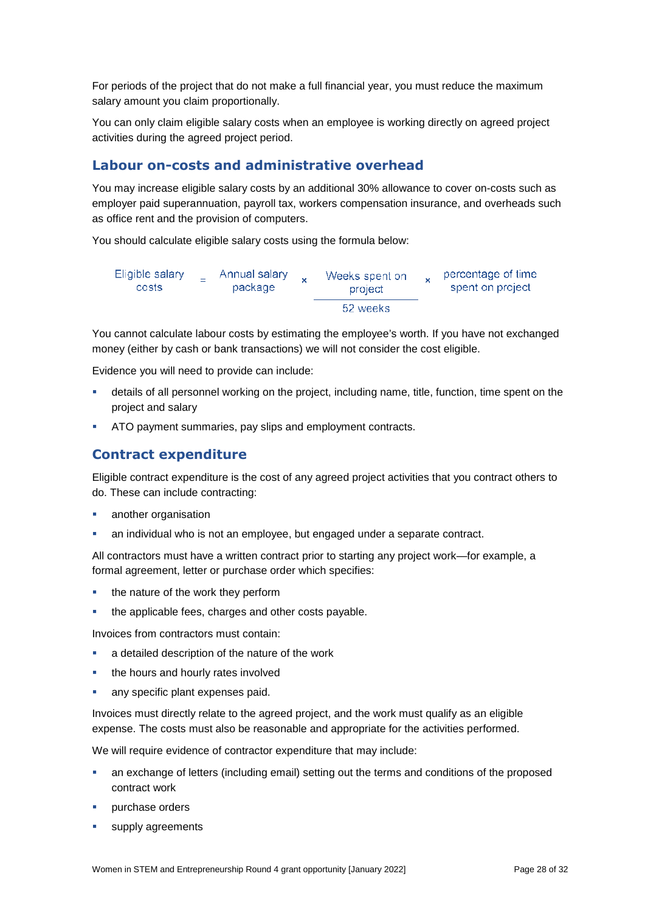For periods of the project that do not make a full financial year, you must reduce the maximum salary amount you claim proportionally.

You can only claim eligible salary costs when an employee is working directly on agreed project activities during the agreed project period.

## Labour on-costs and administrative overhead

You may increase eligible salary costs by an additional 30% allowance to cover on-costs such as employer paid superannuation, payroll tax, workers compensation insurance, and overheads such as office rent and the provision of computers.

You should calculate eligible salary costs using the formula below:

$$\text{Eligible salary costs} = \text{Annual salary package} \times \frac{\text{Weeks spent on project}}{\text{52 weeks}} \times \text{percentage of time spent on project}$$

You cannot calculate labour costs by estimating the employee's worth. If you have not exchanged money (either by cash or bank transactions) we will not consider the cost eligible.

Evidence you will need to provide can include:

- details of all personnel working on the project, including name, title, function, time spent on the project and salary
- ATO payment summaries, pay slips and employment contracts.

## Contract expenditure

Eligible contract expenditure is the cost of any agreed project activities that you contract others to do. These can include contracting:

- another organisation
- an individual who is not an employee, but engaged under a separate contract.

All contractors must have a written contract prior to starting any project work—for example, a formal agreement, letter or purchase order which specifies:

- the nature of the work they perform
- the applicable fees, charges and other costs payable.

Invoices from contractors must contain:

- a detailed description of the nature of the work
- the hours and hourly rates involved
- any specific plant expenses paid.

Invoices must directly relate to the agreed project, and the work must qualify as an eligible expense. The costs must also be reasonable and appropriate for the activities performed.

We will require evidence of contractor expenditure that may include:

- an exchange of letters (including email) setting out the terms and conditions of the proposed contract work
- purchase orders
- supply agreements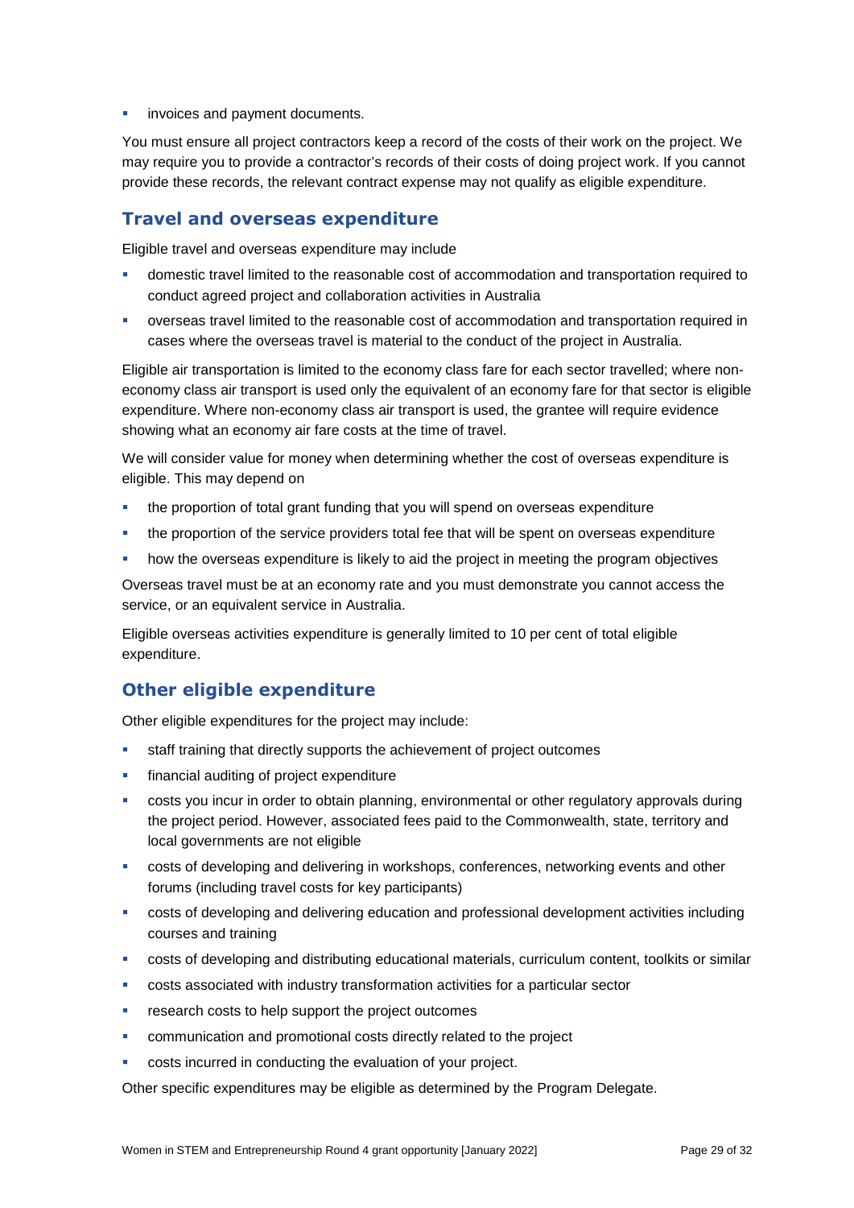- invoices and payment documents.

You must ensure all project contractors keep a record of the costs of their work on the project. We may require you to provide a contractor's records of their costs of doing project work. If you cannot provide these records, the relevant contract expense may not qualify as eligible expenditure.

## Travel and overseas expenditure

Eligible travel and overseas expenditure may include

- domestic travel limited to the reasonable cost of accommodation and transportation required to conduct agreed project and collaboration activities in Australia
- overseas travel limited to the reasonable cost of accommodation and transportation required in cases where the overseas travel is material to the conduct of the project in Australia.

Eligible air transportation is limited to the economy class fare for each sector travelled; where non-economy class air transport is used only the equivalent of an economy fare for that sector is eligible expenditure. Where non-economy class air transport is used, the grantee will require evidence showing what an economy air fare costs at the time of travel.

We will consider value for money when determining whether the cost of overseas expenditure is eligible. This may depend on

- the proportion of total grant funding that you will spend on overseas expenditure
- the proportion of the service providers total fee that will be spent on overseas expenditure
- how the overseas expenditure is likely to aid the project in meeting the program objectives

Overseas travel must be at an economy rate and you must demonstrate you cannot access the service, or an equivalent service in Australia.

Eligible overseas activities expenditure is generally limited to 10 per cent of total eligible expenditure.

## Other eligible expenditure

Other eligible expenditures for the project may include:

- staff training that directly supports the achievement of project outcomes
- financial auditing of project expenditure
- costs you incur in order to obtain planning, environmental or other regulatory approvals during the project period. However, associated fees paid to the Commonwealth, state, territory and local governments are not eligible
- costs of developing and delivering in workshops, conferences, networking events and other forums (including travel costs for key participants)
- costs of developing and delivering education and professional development activities including courses and training
- costs of developing and distributing educational materials, curriculum content, toolkits or similar
- costs associated with industry transformation activities for a particular sector
- research costs to help support the project outcomes
- communication and promotional costs directly related to the project
- costs incurred in conducting the evaluation of your project.

Other specific expenditures may be eligible as determined by the Program Delegate.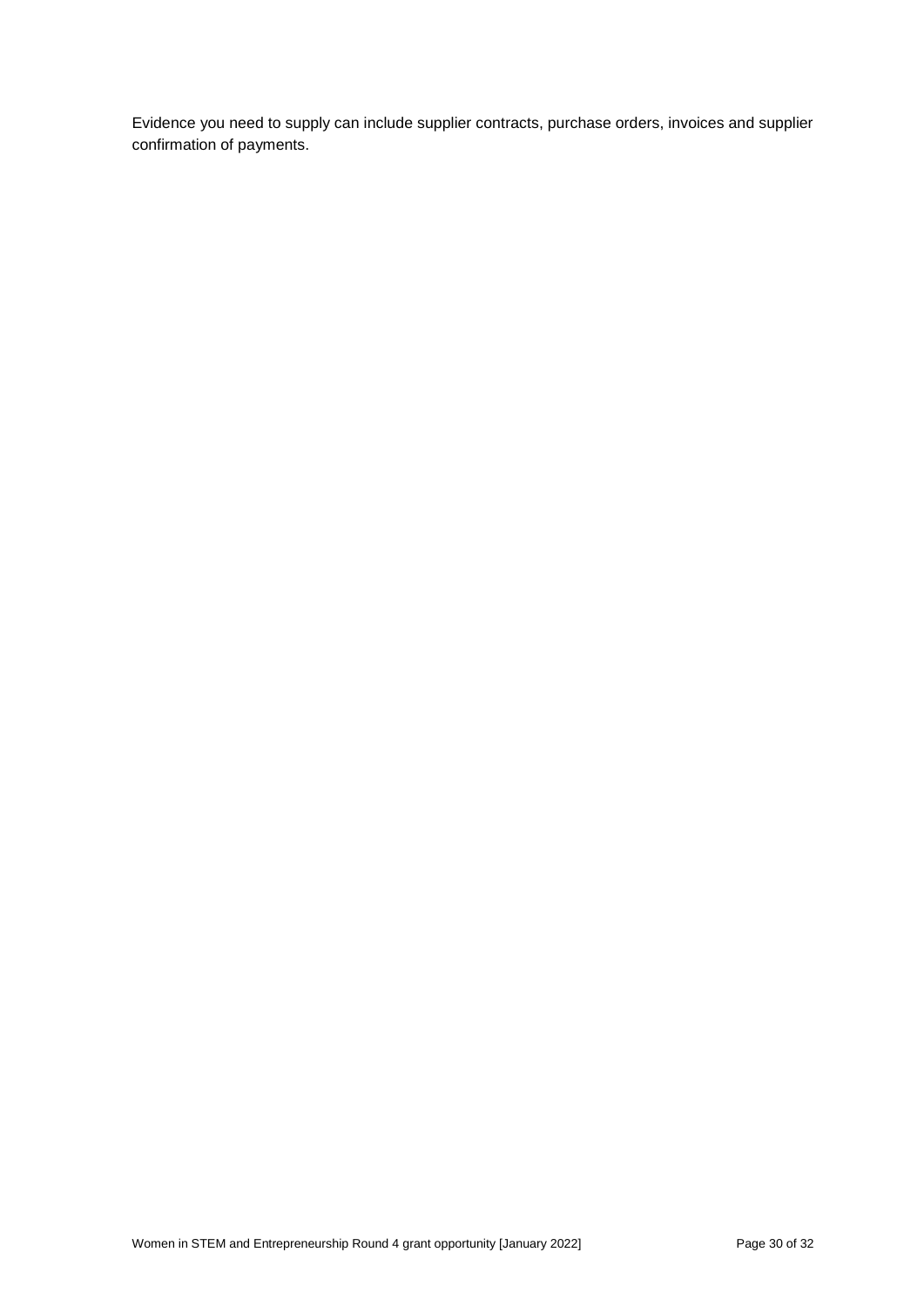Evidence you need to supply can include supplier contracts, purchase orders, invoices and supplier confirmation of payments.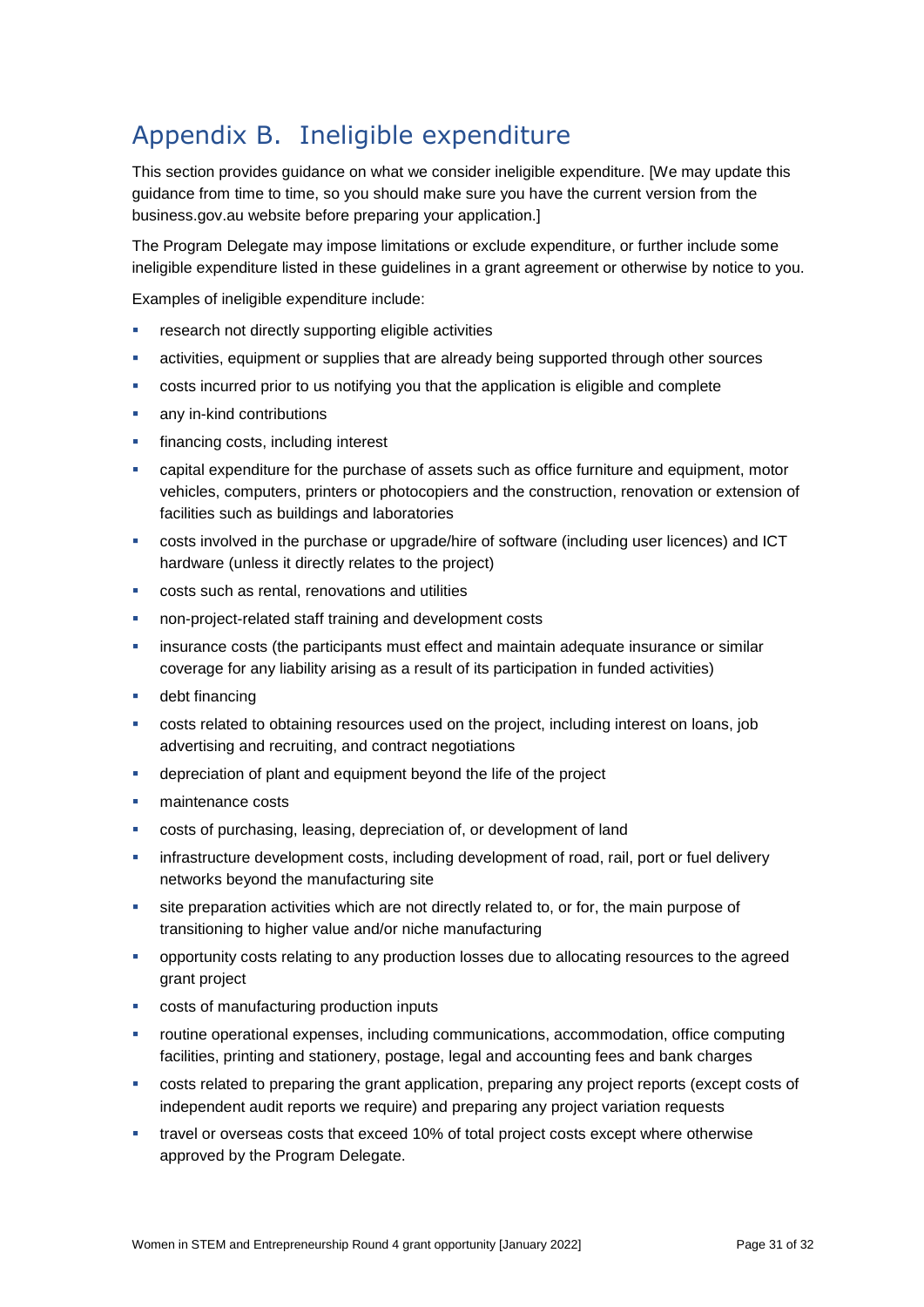# Appendix B. Ineligible expenditure

This section provides guidance on what we consider ineligible expenditure. [We may update this guidance from time to time, so you should make sure you have the current version from the business.gov.au website before preparing your application.]

The Program Delegate may impose limitations or exclude expenditure, or further include some ineligible expenditure listed in these guidelines in a grant agreement or otherwise by notice to you.

Examples of ineligible expenditure include:

- research not directly supporting eligible activities
- activities, equipment or supplies that are already being supported through other sources
- costs incurred prior to us notifying you that the application is eligible and complete
- any in-kind contributions
- financing costs, including interest
- capital expenditure for the purchase of assets such as office furniture and equipment, motor vehicles, computers, printers or photocopiers and the construction, renovation or extension of facilities such as buildings and laboratories
- costs involved in the purchase or upgrade/hire of software (including user licences) and ICT hardware (unless it directly relates to the project)
- costs such as rental, renovations and utilities
- non-project-related staff training and development costs
- insurance costs (the participants must effect and maintain adequate insurance or similar coverage for any liability arising as a result of its participation in funded activities)
- debt financing
- costs related to obtaining resources used on the project, including interest on loans, job advertising and recruiting, and contract negotiations
- depreciation of plant and equipment beyond the life of the project
- maintenance costs
- costs of purchasing, leasing, depreciation of, or development of land
- infrastructure development costs, including development of road, rail, port or fuel delivery networks beyond the manufacturing site
- site preparation activities which are not directly related to, or for, the main purpose of transitioning to higher value and/or niche manufacturing
- opportunity costs relating to any production losses due to allocating resources to the agreed grant project
- costs of manufacturing production inputs
- routine operational expenses, including communications, accommodation, office computing facilities, printing and stationery, postage, legal and accounting fees and bank charges
- costs related to preparing the grant application, preparing any project reports (except costs of independent audit reports we require) and preparing any project variation requests
- travel or overseas costs that exceed 10% of total project costs except where otherwise approved by the Program Delegate.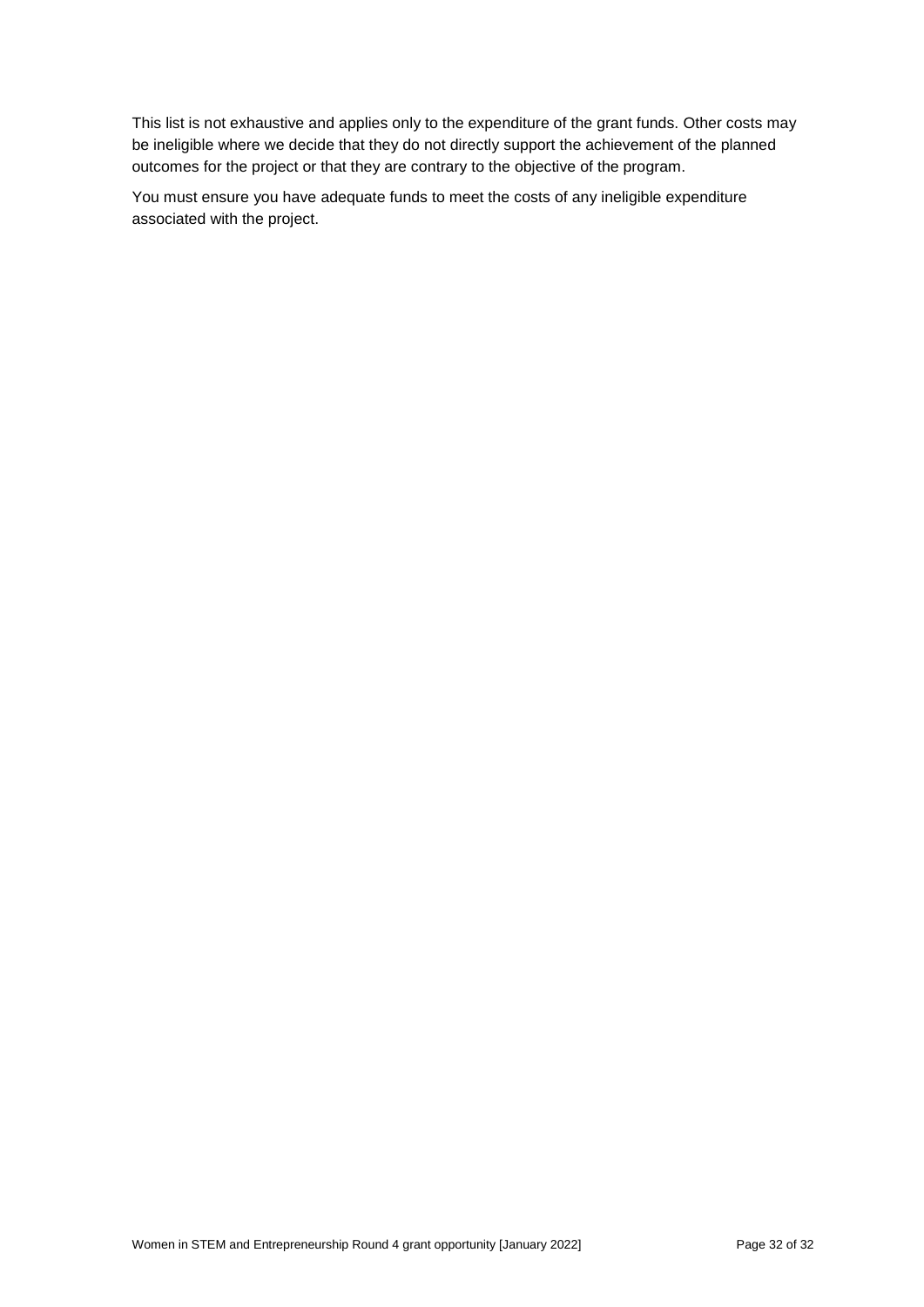This list is not exhaustive and applies only to the expenditure of the grant funds. Other costs may be ineligible where we decide that they do not directly support the achievement of the planned outcomes for the project or that they are contrary to the objective of the program.

You must ensure you have adequate funds to meet the costs of any ineligible expenditure associated with the project.